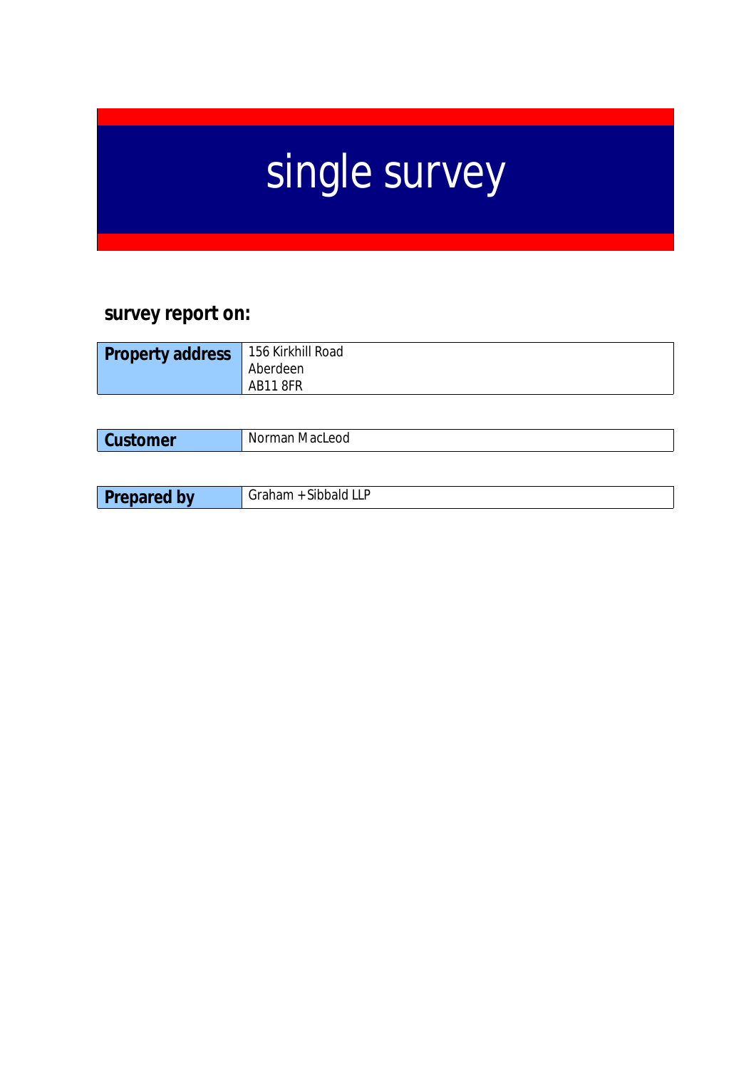# single survey

## survey report on:

| | |
|---|---|
| **Property address** | 156 Kirkhill Road<br>Aberdeen<br>AB11 8FR |

| | |
|---|---|
| **Customer** | Norman MacLeod |

| | |
|---|---|
| **Prepared by** | Graham + Sibbald LLP |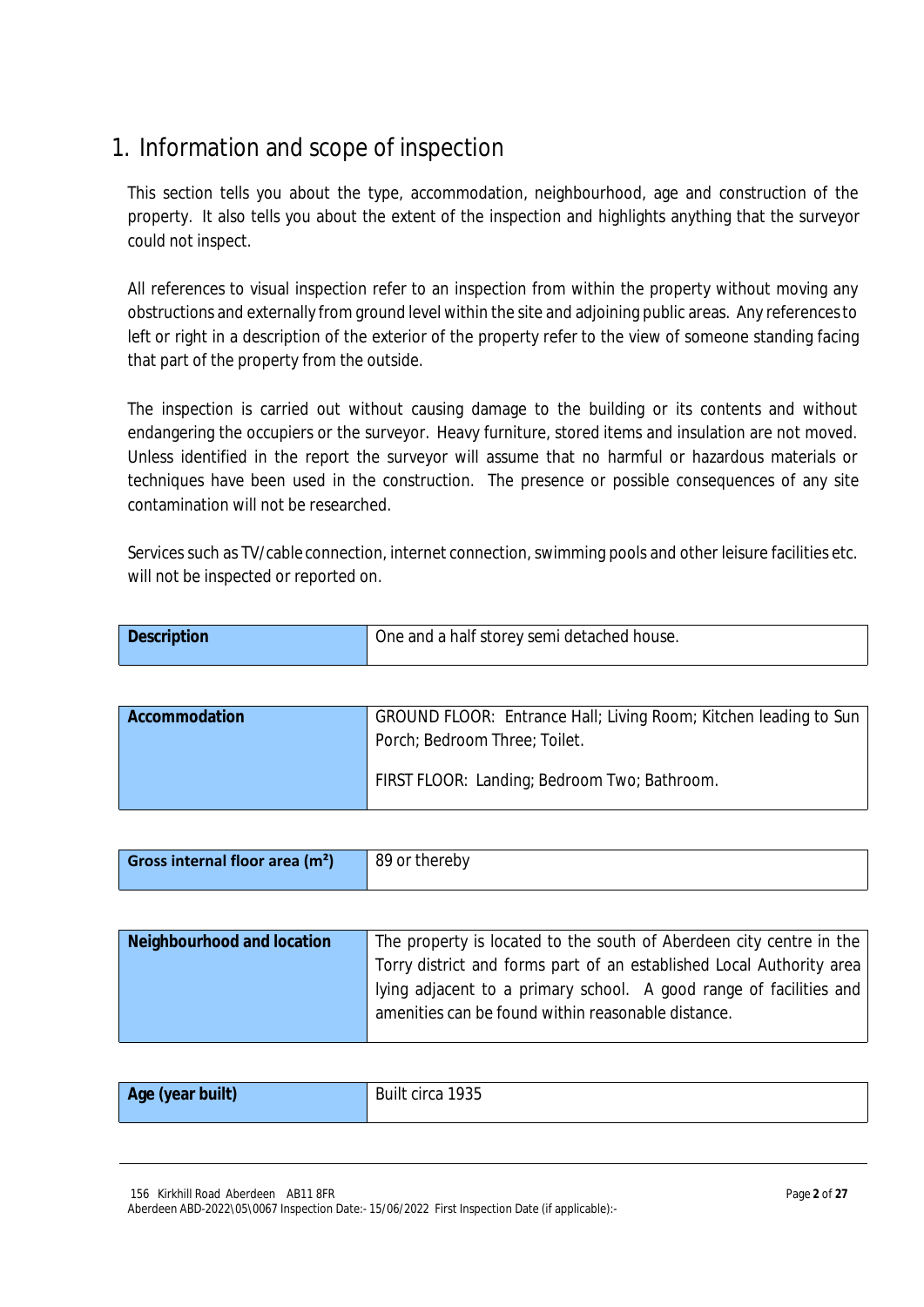# 1. Information and scope of inspection

This section tells you about the type, accommodation, neighbourhood, age and construction of the property. It also tells you about the extent of the inspection and highlights anything that the surveyor could not inspect.

All references to visual inspection refer to an inspection from within the property without moving any obstructions and externally from ground level within the site and adjoining public areas. Any references to left or right in a description of the exterior of the property refer to the view of someone standing facing that part of the property from the outside.

The inspection is carried out without causing damage to the building or its contents and without endangering the occupiers or the surveyor. Heavy furniture, stored items and insulation are not moved. Unless identified in the report the surveyor will assume that no harmful or hazardous materials or techniques have been used in the construction. The presence or possible consequences of any site contamination will not be researched.

Services such as TV/cable connection, internet connection, swimming pools and other leisure facilities etc. will not be inspected or reported on.

| | |
|---|---|
| **Description** | One and a half storey semi detached house. |
| **Accommodation** | GROUND FLOOR: Entrance Hall; Living Room; Kitchen leading to Sun Porch; Bedroom Three; Toilet.<br><br>FIRST FLOOR: Landing; Bedroom Two; Bathroom. |
| **Gross internal floor area ($m^2$)** | 89 or thereby |
| **Neighbourhood and location** | The property is located to the south of Aberdeen city centre in the Torry district and forms part of an established Local Authority area lying adjacent to a primary school. A good range of facilities and amenities can be found within reasonable distance. |
| **Age (year built)** | Built circa 1935 |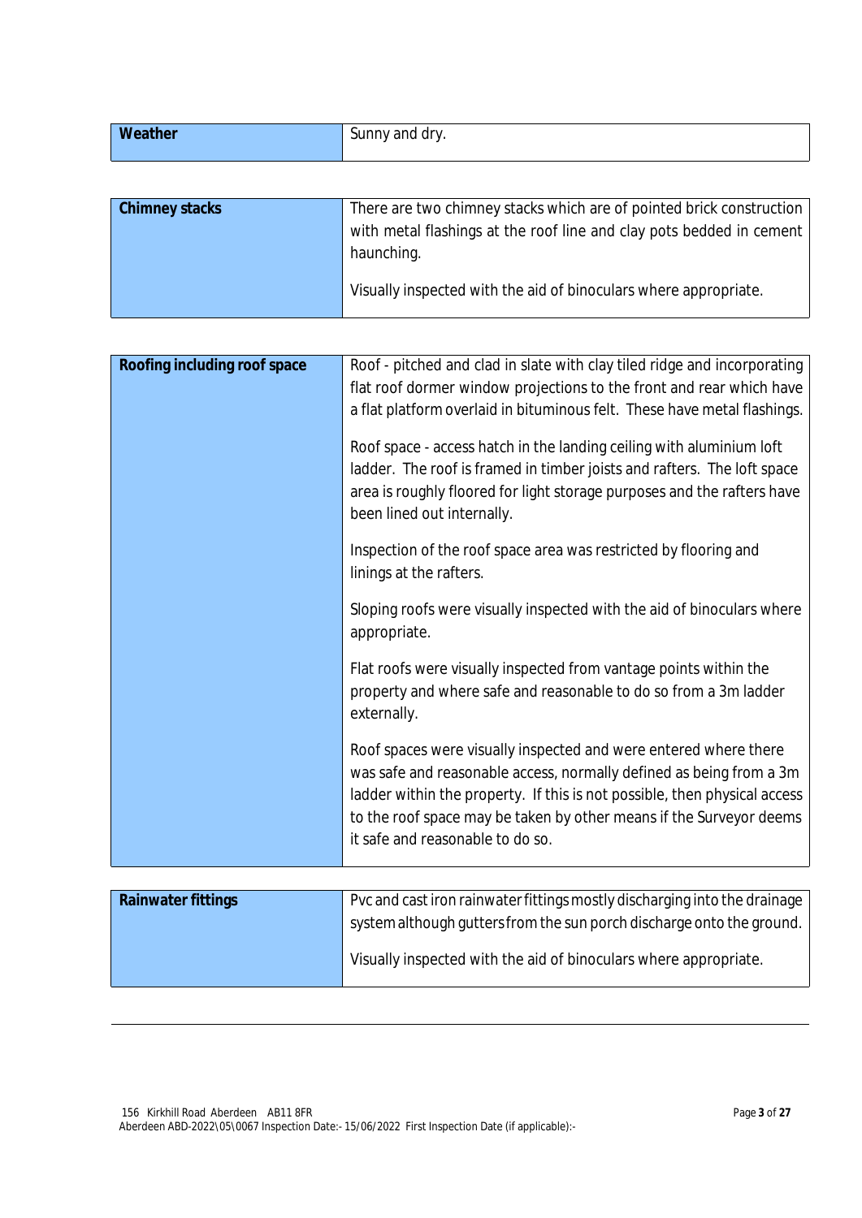| Weather | Sunny and dry. |
|---|---|

| Chimney stacks | There are two chimney stacks which are of pointed brick construction with metal flashings at the roof line and clay pots bedded in cement haunching.<br><br>Visually inspected with the aid of binoculars where appropriate. |
|---|---|

| Roofing including roof space | Roof - pitched and clad in slate with clay tiled ridge and incorporating flat roof dormer window projections to the front and rear which have a flat platform overlaid in bituminous felt. These have metal flashings.<br><br>Roof space - access hatch in the landing ceiling with aluminium loft ladder. The roof is framed in timber joists and rafters. The loft space area is roughly floored for light storage purposes and the rafters have been lined out internally.<br><br>Inspection of the roof space area was restricted by flooring and linings at the rafters.<br><br>Sloping roofs were visually inspected with the aid of binoculars where appropriate.<br><br>Flat roofs were visually inspected from vantage points within the property and where safe and reasonable to do so from a 3m ladder externally.<br><br>Roof spaces were visually inspected and were entered where there was safe and reasonable access, normally defined as being from a 3m ladder within the property. If this is not possible, then physical access to the roof space may be taken by other means if the Surveyor deems it safe and reasonable to do so. |
|---|---|

| Rainwater fittings | Pvc and cast iron rainwater fittings mostly discharging into the drainage system although gutters from the sun porch discharge onto the ground.<br><br>Visually inspected with the aid of binoculars where appropriate. |
|---|---|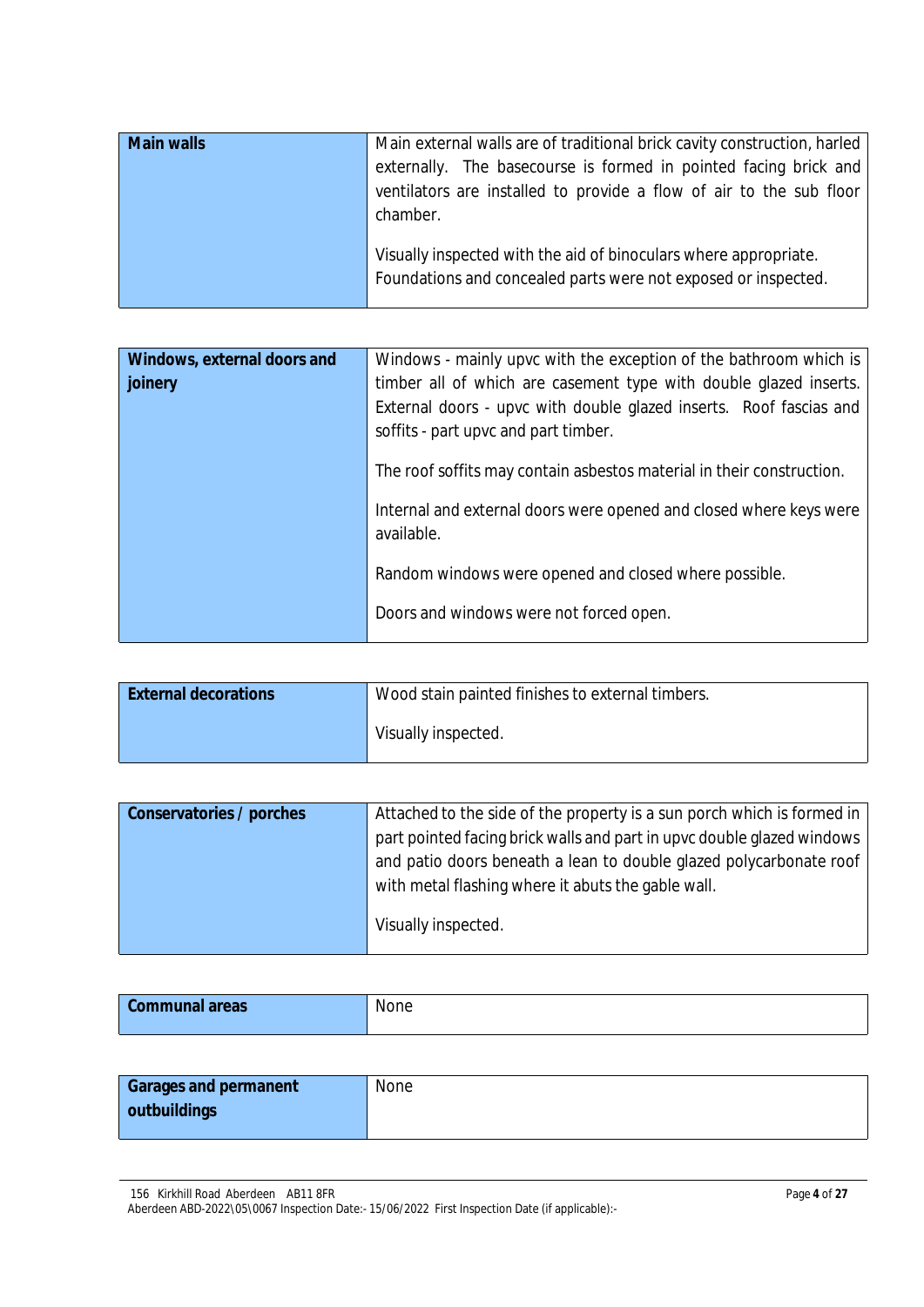| **Main walls** | Main external walls are of traditional brick cavity construction, harled externally. The basecourse is formed in pointed facing brick and ventilators are installed to provide a flow of air to the sub floor chamber.<br><br>Visually inspected with the aid of binoculars where appropriate. Foundations and concealed parts were not exposed or inspected. |
|---|---|

| **Windows, external doors and joinery** | Windows - mainly upvc with the exception of the bathroom which is timber all of which are casement type with double glazed inserts. External doors - upvc with double glazed inserts. Roof fascias and soffits - part upvc and part timber.<br><br>The roof soffits may contain asbestos material in their construction.<br><br>Internal and external doors were opened and closed where keys were available.<br><br>Random windows were opened and closed where possible.<br><br>Doors and windows were not forced open. |
|---|---|

| **External decorations** | Wood stain painted finishes to external timbers.<br><br>Visually inspected. |
|---|---|

| **Conservatories / porches** | Attached to the side of the property is a sun porch which is formed in part pointed facing brick walls and part in upvc double glazed windows and patio doors beneath a lean to double glazed polycarbonate roof with metal flashing where it abuts the gable wall.<br><br>Visually inspected. |
|---|---|

| **Communal areas** | None |
|---|---|

| **Garages and permanent outbuildings** | None |
|---|---|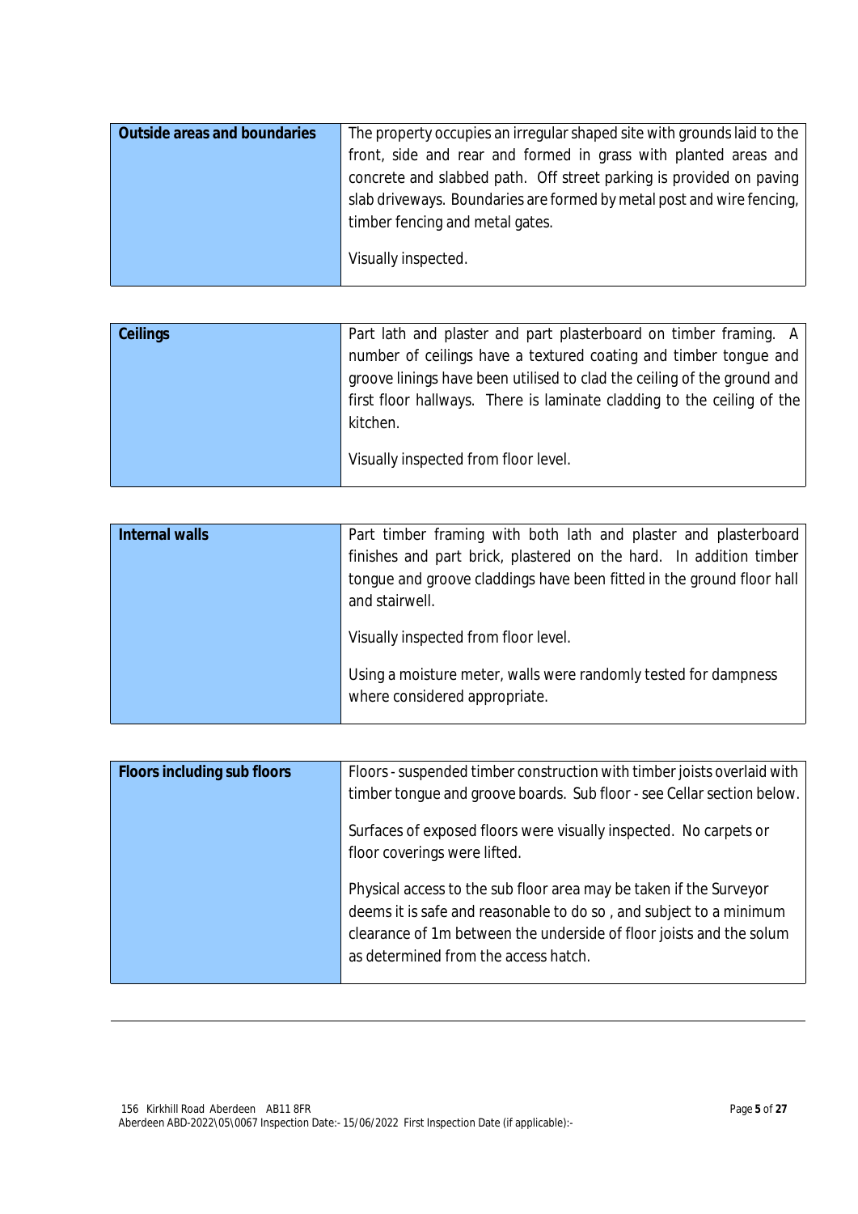| **Outside areas and boundaries** | The property occupies an irregular shaped site with grounds laid to the front, side and rear and formed in grass with planted areas and concrete and slabbed path. Off street parking is provided on paving slab driveways. Boundaries are formed by metal post and wire fencing, timber fencing and metal gates.<br><br>Visually inspected. |
|---|---|

| **Ceilings** | Part lath and plaster and part plasterboard on timber framing. A number of ceilings have a textured coating and timber tongue and groove linings have been utilised to clad the ceiling of the ground and first floor hallways. There is laminate cladding to the ceiling of the kitchen.<br><br>Visually inspected from floor level. |
|---|---|

| **Internal walls** | Part timber framing with both lath and plaster and plasterboard finishes and part brick, plastered on the hard. In addition timber tongue and groove claddings have been fitted in the ground floor hall and stairwell.<br><br>Visually inspected from floor level.<br><br>Using a moisture meter, walls were randomly tested for dampness where considered appropriate. |
|---|---|

| **Floors including sub floors** | Floors - suspended timber construction with timber joists overlaid with timber tongue and groove boards. Sub floor - see Cellar section below.<br><br>Surfaces of exposed floors were visually inspected. No carpets or floor coverings were lifted.<br><br>Physical access to the sub floor area may be taken if the Surveyor deems it is safe and reasonable to do so , and subject to a minimum clearance of 1m between the underside of floor joists and the solum as determined from the access hatch. |
|---|---|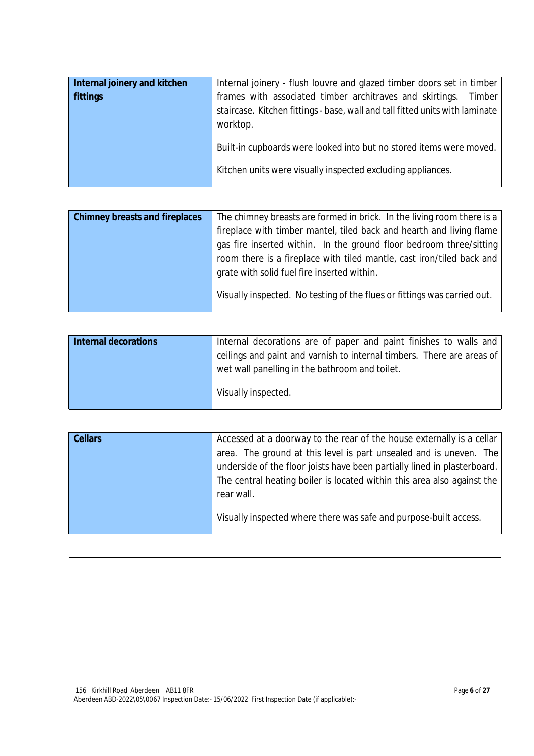| Internal joinery and kitchen fittings | Internal joinery - flush louvre and glazed timber doors set in timber frames with associated timber architraves and skirtings. Timber staircase. Kitchen fittings - base, wall and tall fitted units with laminate worktop.<br><br>Built-in cupboards were looked into but no stored items were moved.<br><br>Kitchen units were visually inspected excluding appliances. |
|---|---|

| Chimney breasts and fireplaces | The chimney breasts are formed in brick. In the living room there is a fireplace with timber mantel, tiled back and hearth and living flame gas fire inserted within. In the ground floor bedroom three/sitting room there is a fireplace with tiled mantle, cast iron/tiled back and grate with solid fuel fire inserted within.<br><br>Visually inspected. No testing of the flues or fittings was carried out. |
|---|---|

| Internal decorations | Internal decorations are of paper and paint finishes to walls and ceilings and paint and varnish to internal timbers. There are areas of wet wall panelling in the bathroom and toilet.<br><br>Visually inspected. |
|---|---|

| Cellars | Accessed at a doorway to the rear of the house externally is a cellar area. The ground at this level is part unsealed and is uneven. The underside of the floor joists have been partially lined in plasterboard. The central heating boiler is located within this area also against the rear wall.<br><br>Visually inspected where there was safe and purpose-built access. |
|---|---|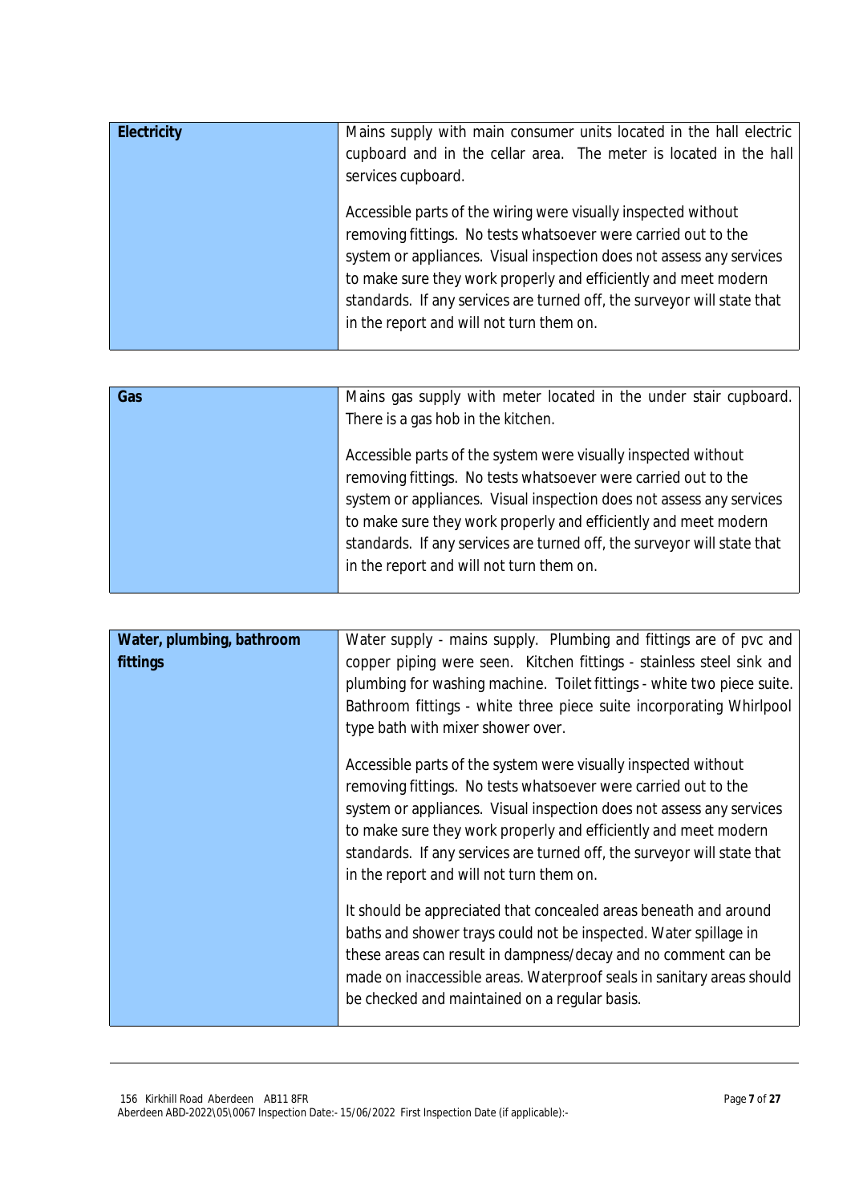| **Electricity** | Mains supply with main consumer units located in the hall electric cupboard and in the cellar area. The meter is located in the hall services cupboard.<br><br>Accessible parts of the wiring were visually inspected without removing fittings. No tests whatsoever were carried out to the system or appliances. Visual inspection does not assess any services to make sure they work properly and efficiently and meet modern standards. If any services are turned off, the surveyor will state that in the report and will not turn them on. |
|---|---|

| **Gas** | Mains gas supply with meter located in the under stair cupboard. There is a gas hob in the kitchen.<br><br>Accessible parts of the system were visually inspected without removing fittings. No tests whatsoever were carried out to the system or appliances. Visual inspection does not assess any services to make sure they work properly and efficiently and meet modern standards. If any services are turned off, the surveyor will state that in the report and will not turn them on. |
|---|---|

| **Water, plumbing, bathroom fittings** | Water supply - mains supply. Plumbing and fittings are of pvc and copper piping were seen. Kitchen fittings - stainless steel sink and plumbing for washing machine. Toilet fittings - white two piece suite. Bathroom fittings - white three piece suite incorporating Whirlpool type bath with mixer shower over.<br><br>Accessible parts of the system were visually inspected without removing fittings. No tests whatsoever were carried out to the system or appliances. Visual inspection does not assess any services to make sure they work properly and efficiently and meet modern standards. If any services are turned off, the surveyor will state that in the report and will not turn them on.<br><br>It should be appreciated that concealed areas beneath and around baths and shower trays could not be inspected. Water spillage in these areas can result in dampness/decay and no comment can be made on inaccessible areas. Waterproof seals in sanitary areas should be checked and maintained on a regular basis. |
|---|---|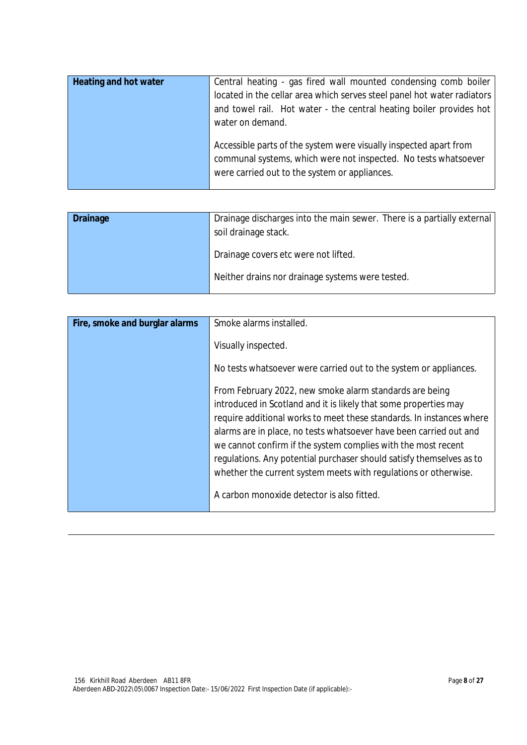| Heating and hot water | Central heating - gas fired wall mounted condensing comb boiler located in the cellar area which serves steel panel hot water radiators and towel rail. Hot water - the central heating boiler provides hot water on demand.<br><br>Accessible parts of the system were visually inspected apart from communal systems, which were not inspected. No tests whatsoever were carried out to the system or appliances. |
| --- | --- |

| Drainage | Drainage discharges into the main sewer. There is a partially external soil drainage stack.<br><br>Drainage covers etc were not lifted.<br><br>Neither drains nor drainage systems were tested. |
| --- | --- |

| Fire, smoke and burglar alarms | Smoke alarms installed.<br><br>Visually inspected.<br><br>No tests whatsoever were carried out to the system or appliances.<br><br>From February 2022, new smoke alarm standards are being introduced in Scotland and it is likely that some properties may require additional works to meet these standards. In instances where alarms are in place, no tests whatsoever have been carried out and we cannot confirm if the system complies with the most recent regulations. Any potential purchaser should satisfy themselves as to whether the current system meets with regulations or otherwise.<br><br>A carbon monoxide detector is also fitted. |
| --- | --- |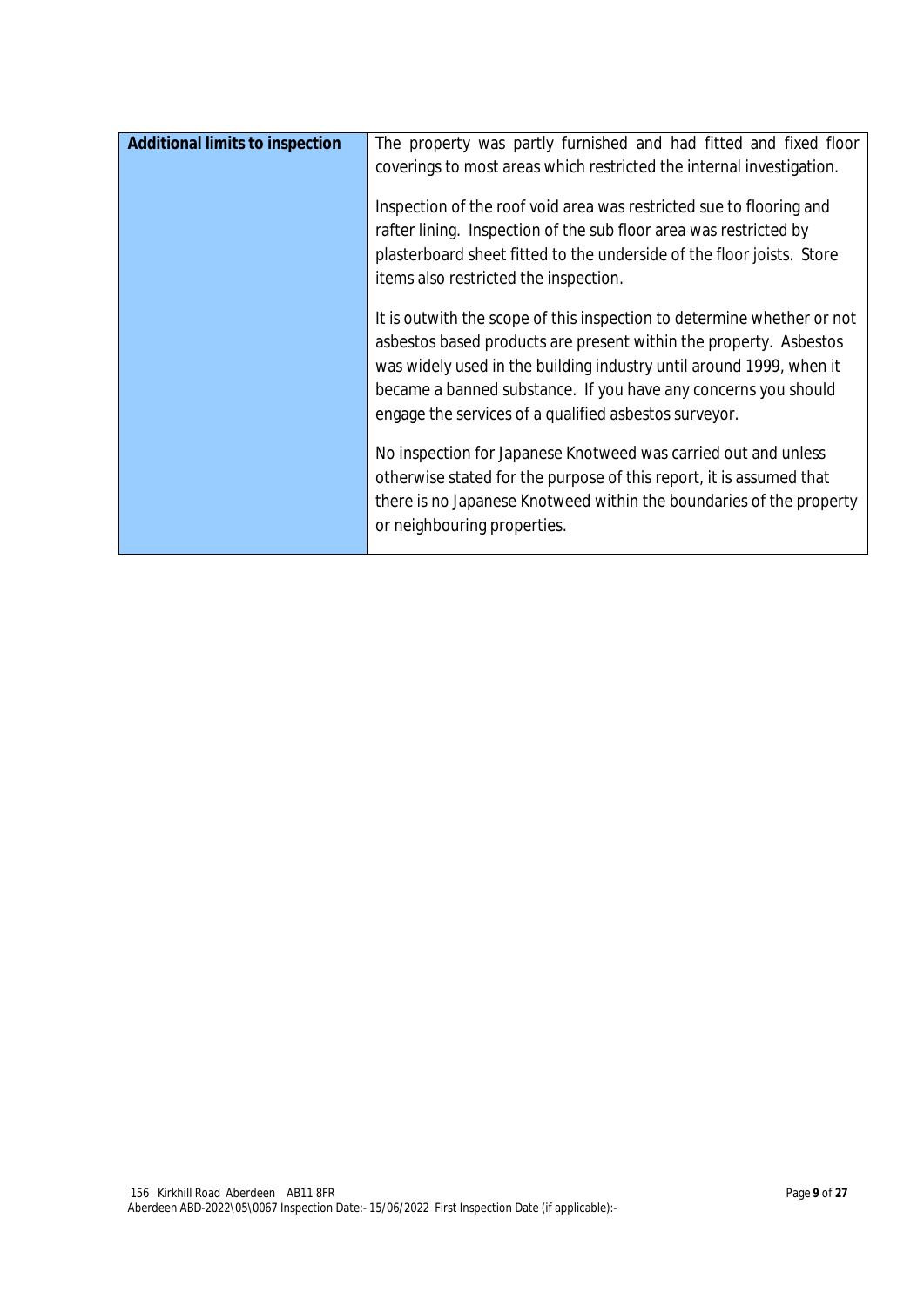| **Additional limits to inspection** | The property was partly furnished and had fitted and fixed floor coverings to most areas which restricted the internal investigation.<br><br>Inspection of the roof void area was restricted sue to flooring and rafter lining. Inspection of the sub floor area was restricted by plasterboard sheet fitted to the underside of the floor joists. Store items also restricted the inspection.<br><br>It is outwith the scope of this inspection to determine whether or not asbestos based products are present within the property. Asbestos was widely used in the building industry until around 1999, when it became a banned substance. If you have any concerns you should engage the services of a qualified asbestos surveyor.<br><br>No inspection for Japanese Knotweed was carried out and unless otherwise stated for the purpose of this report, it is assumed that there is no Japanese Knotweed within the boundaries of the property or neighbouring properties. |
|---|---|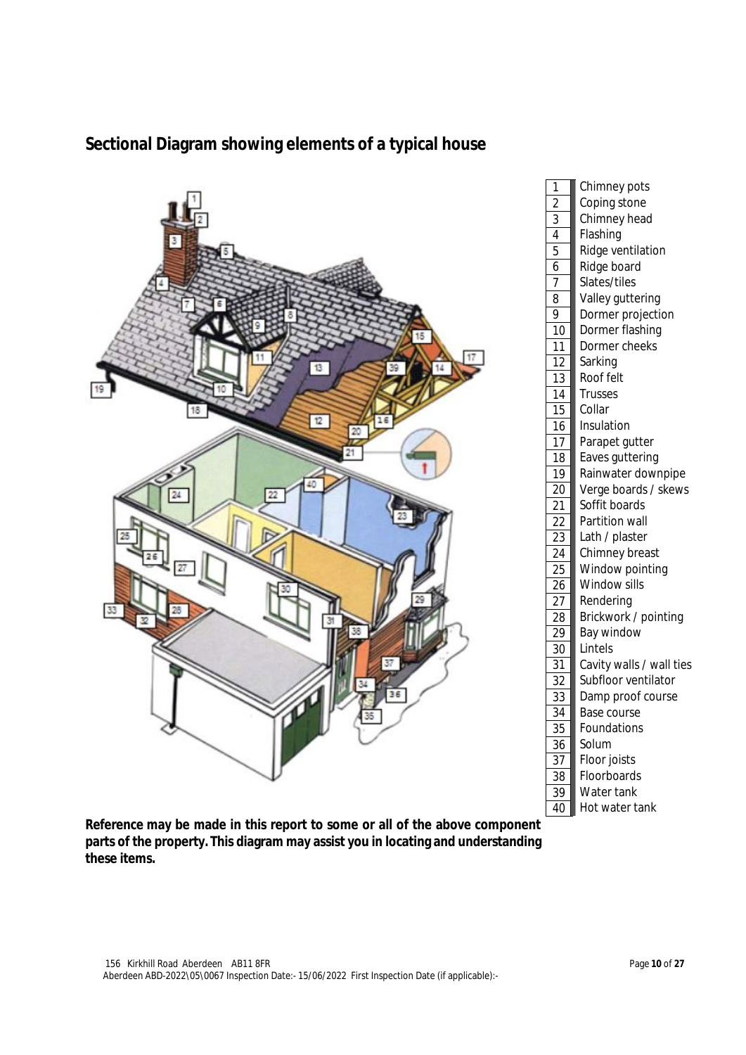## Sectional Diagram showing elements of a typical house

| | |
|---|---|
| 1 | Chimney pots |
| 2 | Coping stone |
| 3 | Chimney head |
| 4 | Flashing |
| 5 | Ridge ventilation |
| 6 | Ridge board |
| 7 | Slates/tiles |
| 8 | Valley guttering |
| 9 | Dormer projection |
| 10 | Dormer flashing |
| 11 | Dormer cheeks |
| 12 | Sarking |
| 13 | Roof felt |
| 14 | Trusses |
| 15 | Collar |
| 16 | Insulation |
| 17 | Parapet gutter |
| 18 | Eaves guttering |
| 19 | Rainwater downpipe |
| 20 | Verge boards / skews |
| 21 | Soffit boards |
| 22 | Partition wall |
| 23 | Lath / plaster |
| 24 | Chimney breast |
| 25 | Window pointing |
| 26 | Window sills |
| 27 | Rendering |
| 28 | Brickwork / pointing |
| 29 | Bay window |
| 30 | Lintels |
| 31 | Cavity walls / wall ties |
| 32 | Subfloor ventilator |
| 33 | Damp proof course |
| 34 | Base course |
| 35 | Foundations |
| 36 | Solum |
| 37 | Floor joists |
| 38 | Floorboards |
| 39 | Water tank |
| 40 | Hot water tank |

**Reference may be made in this report to some or all of the above component parts of the property. This diagram may assist you in locating and understanding these items.**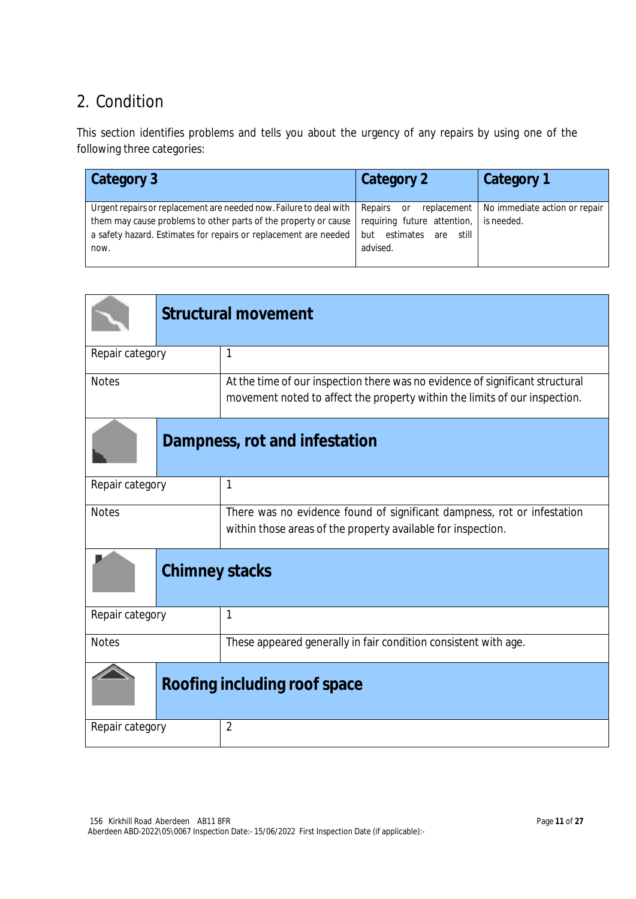## 2. Condition

This section identifies problems and tells you about the urgency of any repairs by using one of the following three categories:

| Category 3 | Category 2 | Category 1 |
|---|---|---|
| Urgent repairs or replacement are needed now. Failure to deal with them may cause problems to other parts of the property or cause a safety hazard. Estimates for repairs or replacement are needed now. | Repairs or replacement requiring future attention, but estimates are still advised. | No immediate action or repair is needed. |

### Structural movement

| | |
|---|---|
| Repair category | 1 |
| Notes | At the time of our inspection there was no evidence of significant structural movement noted to affect the property within the limits of our inspection. |

### Dampness, rot and infestation

| | |
|---|---|
| Repair category | 1 |
| Notes | There was no evidence found of significant dampness, rot or infestation within those areas of the property available for inspection. |

### Chimney stacks

| | |
|---|---|
| Repair category | 1 |
| Notes | These appeared generally in fair condition consistent with age. |

### Roofing including roof space

| | |
|---|---|
| Repair category | 2 |

156 Kirkhill Road Aberdeen AB11 8FR
Aberdeen ABD-2022\05\0067 Inspection Date:- 15/06/2022 First Inspection Date (if applicable):-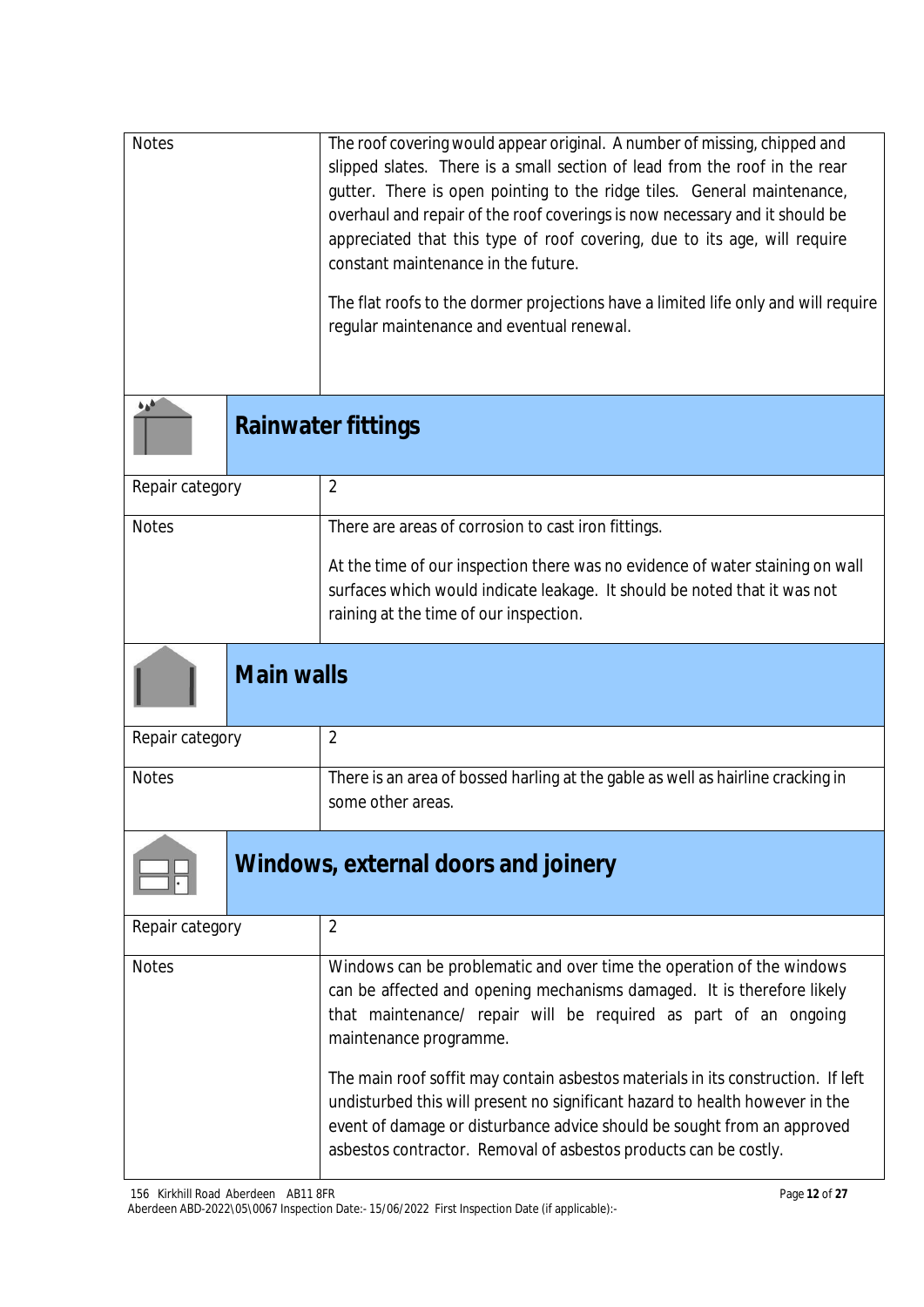| | |
|---|---|
| Notes | The roof covering would appear original. A number of missing, chipped and slipped slates. There is a small section of lead from the roof in the rear gutter. There is open pointing to the ridge tiles. General maintenance, overhaul and repair of the roof coverings is now necessary and it should be appreciated that this type of roof covering, due to its age, will require constant maintenance in the future.<br><br>The flat roofs to the dormer projections have a limited life only and will require regular maintenance and eventual renewal. |

## Rainwater fittings

| | |
|---|---|
| Repair category | 2 |
| Notes | There are areas of corrosion to cast iron fittings.<br><br>At the time of our inspection there was no evidence of water staining on wall surfaces which would indicate leakage. It should be noted that it was not raining at the time of our inspection. |

## Main walls

| | |
|---|---|
| Repair category | 2 |
| Notes | There is an area of bossed harling at the gable as well as hairline cracking in some other areas. |

## Windows, external doors and joinery

| | |
|---|---|
| Repair category | 2 |
| Notes | Windows can be problematic and over time the operation of the windows can be affected and opening mechanisms damaged. It is therefore likely that maintenance/ repair will be required as part of an ongoing maintenance programme.<br><br>The main roof soffit may contain asbestos materials in its construction. If left undisturbed this will present no significant hazard to health however in the event of damage or disturbance advice should be sought from an approved asbestos contractor. Removal of asbestos products can be costly. |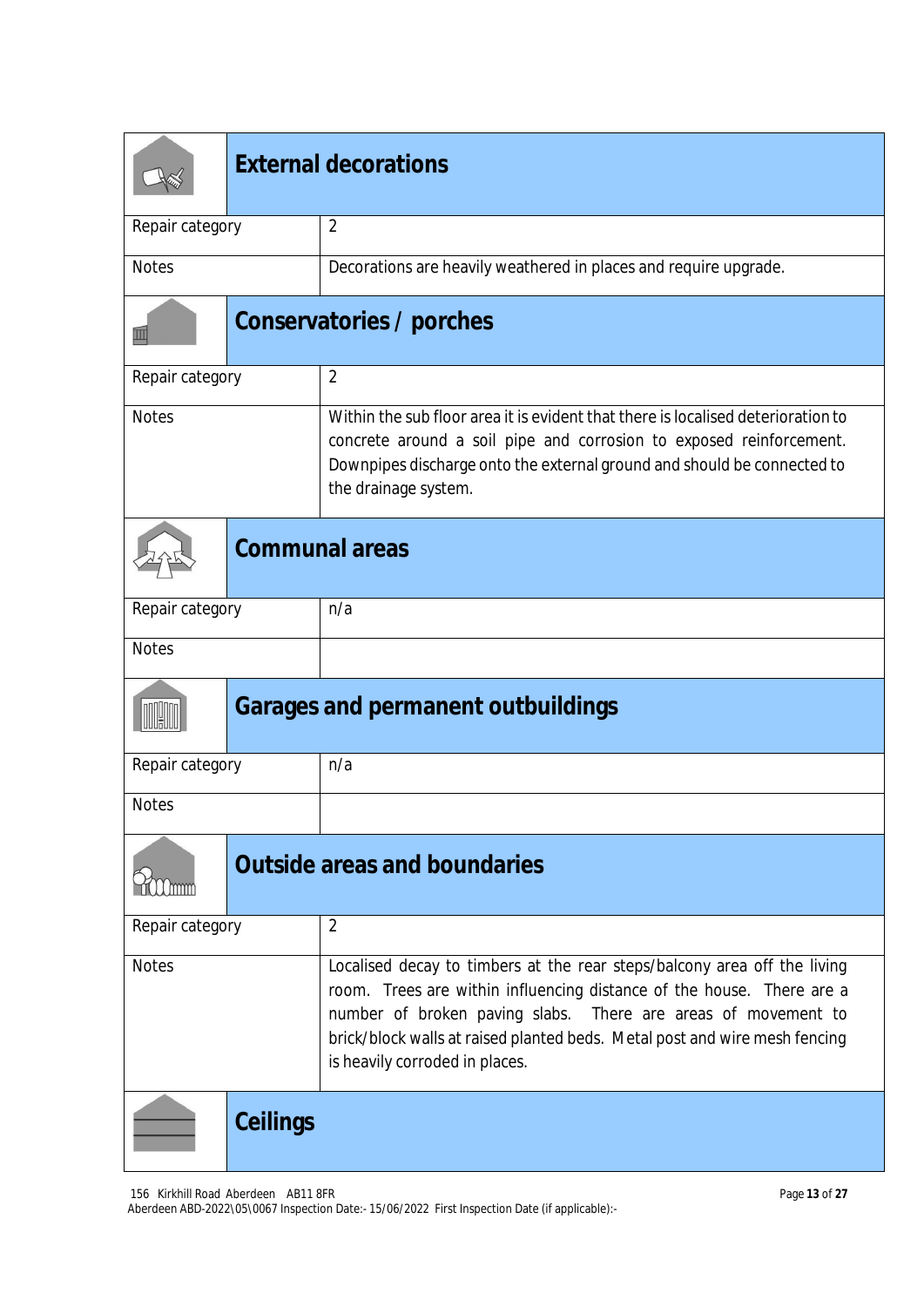## External decorations

| | |
|---|---|
| Repair category | 2 |
| Notes | Decorations are heavily weathered in places and require upgrade. |

## Conservatories / porches

| | |
|---|---|
| Repair category | 2 |
| Notes | Within the sub floor area it is evident that there is localised deterioration to concrete around a soil pipe and corrosion to exposed reinforcement. Downpipes discharge onto the external ground and should be connected to the drainage system. |

## Communal areas

| | |
|---|---|
| Repair category | n/a |
| Notes | |

## Garages and permanent outbuildings

| | |
|---|---|
| Repair category | n/a |
| Notes | |

## Outside areas and boundaries

| | |
|---|---|
| Repair category | 2 |
| Notes | Localised decay to timbers at the rear steps/balcony area off the living room. Trees are within influencing distance of the house. There are a number of broken paving slabs. There are areas of movement to brick/block walls at raised planted beds. Metal post and wire mesh fencing is heavily corroded in places. |

## Ceilings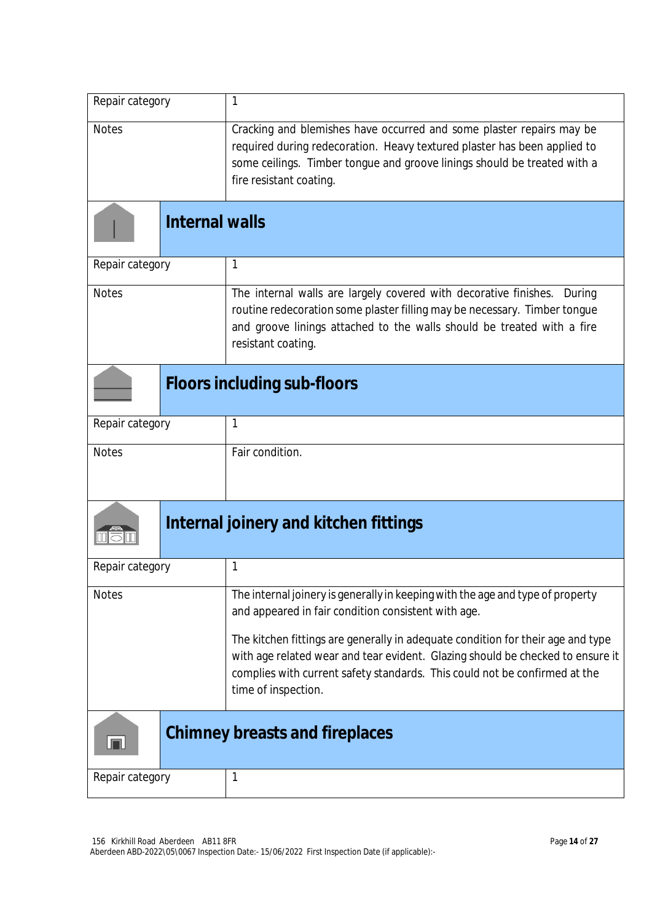| Repair category | 1 |
|---|---|
| Notes | Cracking and blemishes have occurred and some plaster repairs may be required during redecoration. Heavy textured plaster has been applied to some ceilings. Timber tongue and groove linings should be treated with a fire resistant coating. |

## Internal walls

| Repair category | 1 |
|---|---|
| Notes | The internal walls are largely covered with decorative finishes. During routine redecoration some plaster filling may be necessary. Timber tongue and groove linings attached to the walls should be treated with a fire resistant coating. |

## Floors including sub-floors

| Repair category | 1 |
|---|---|
| Notes | Fair condition. |

## Internal joinery and kitchen fittings

| Repair category | 1 |
|---|---|
| Notes | The internal joinery is generally in keeping with the age and type of property and appeared in fair condition consistent with age.<br><br>The kitchen fittings are generally in adequate condition for their age and type with age related wear and tear evident. Glazing should be checked to ensure it complies with current safety standards. This could not be confirmed at the time of inspection. |

## Chimney breasts and fireplaces

| Repair category | 1 |
|---|---|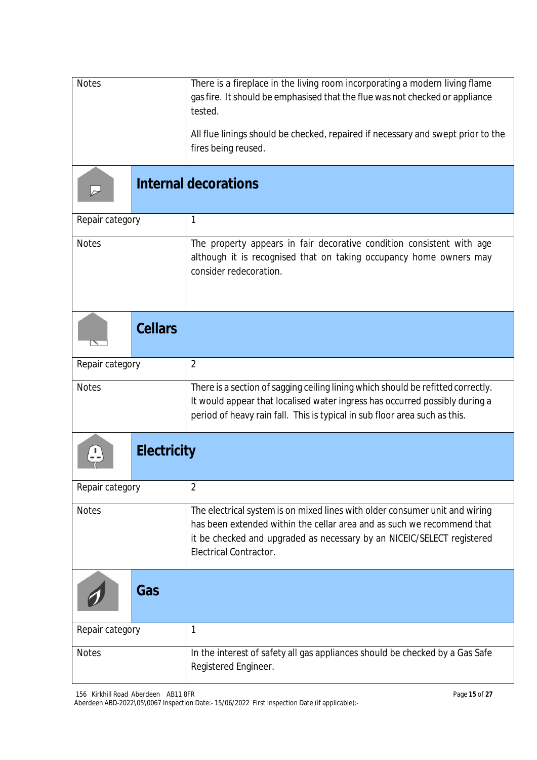| | |
|---|---|
| Notes | There is a fireplace in the living room incorporating a modern living flame gas fire. It should be emphasised that the flue was not checked or appliance tested.<br><br>All flue linings should be checked, repaired if necessary and swept prior to the fires being reused. |

## Internal decorations

| | |
|---|---|
| Repair category | 1 |
| Notes | The property appears in fair decorative condition consistent with age although it is recognised that on taking occupancy home owners may consider redecoration. |

## Cellars

| | |
|---|---|
| Repair category | 2 |
| Notes | There is a section of sagging ceiling lining which should be refitted correctly. It would appear that localised water ingress has occurred possibly during a period of heavy rain fall. This is typical in sub floor area such as this. |

## Electricity

| | |
|---|---|
| Repair category | 2 |
| Notes | The electrical system is on mixed lines with older consumer unit and wiring has been extended within the cellar area and as such we recommend that it be checked and upgraded as necessary by an NICEIC/SELECT registered Electrical Contractor. |

## Gas

| | |
|---|---|
| Repair category | 1 |
| Notes | In the interest of safety all gas appliances should be checked by a Gas Safe Registered Engineer. |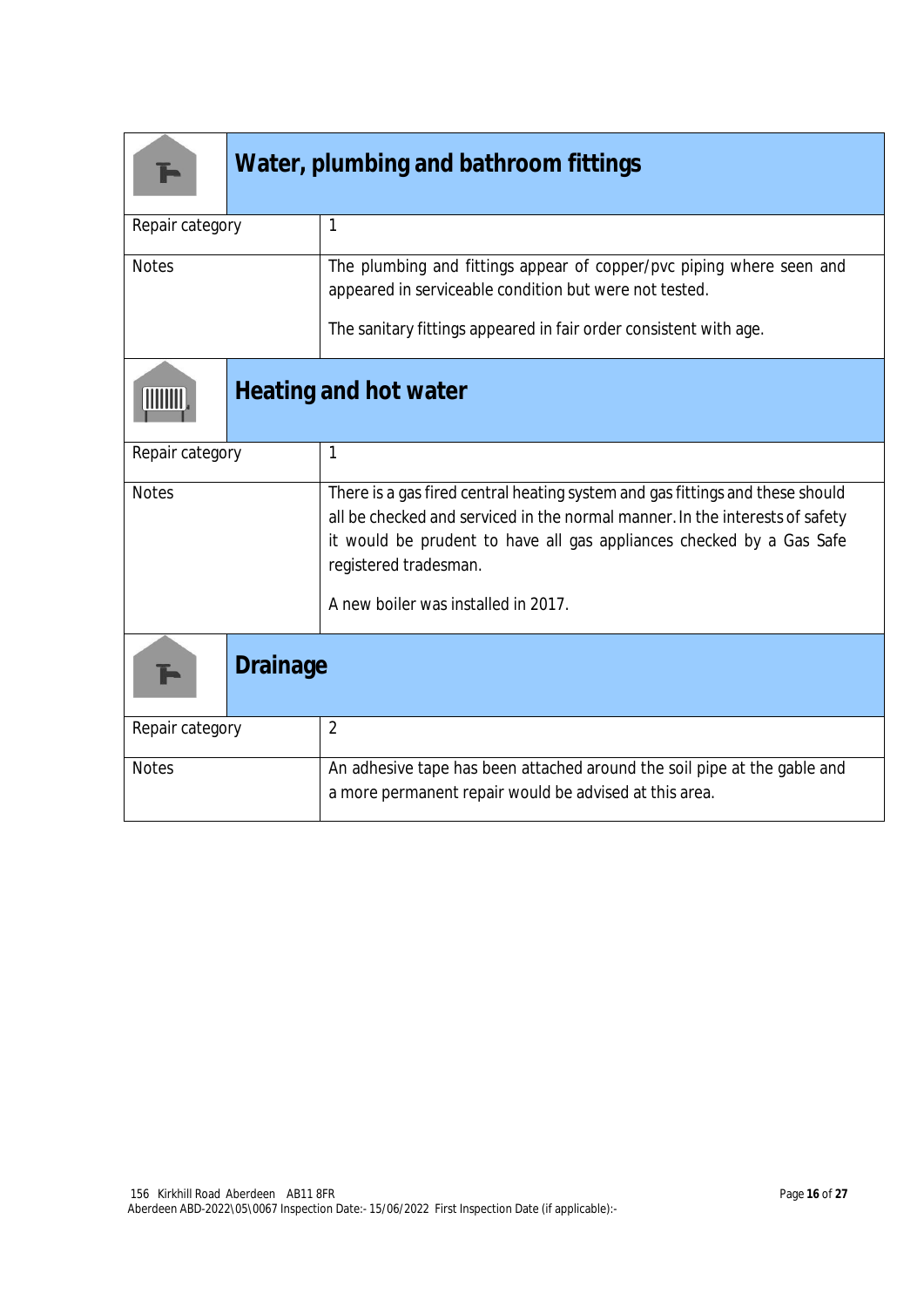## Water, plumbing and bathroom fittings

| | |
|---|---|
| Repair category | 1 |
| Notes | The plumbing and fittings appear of copper/pvc piping where seen and appeared in serviceable condition but were not tested.<br><br>The sanitary fittings appeared in fair order consistent with age. |

## Heating and hot water

| | |
|---|---|
| Repair category | 1 |
| Notes | There is a gas fired central heating system and gas fittings and these should all be checked and serviced in the normal manner. In the interests of safety it would be prudent to have all gas appliances checked by a Gas Safe registered tradesman.<br><br>A new boiler was installed in 2017. |

## Drainage

| | |
|---|---|
| Repair category | 2 |
| Notes | An adhesive tape has been attached around the soil pipe at the gable and a more permanent repair would be advised at this area. |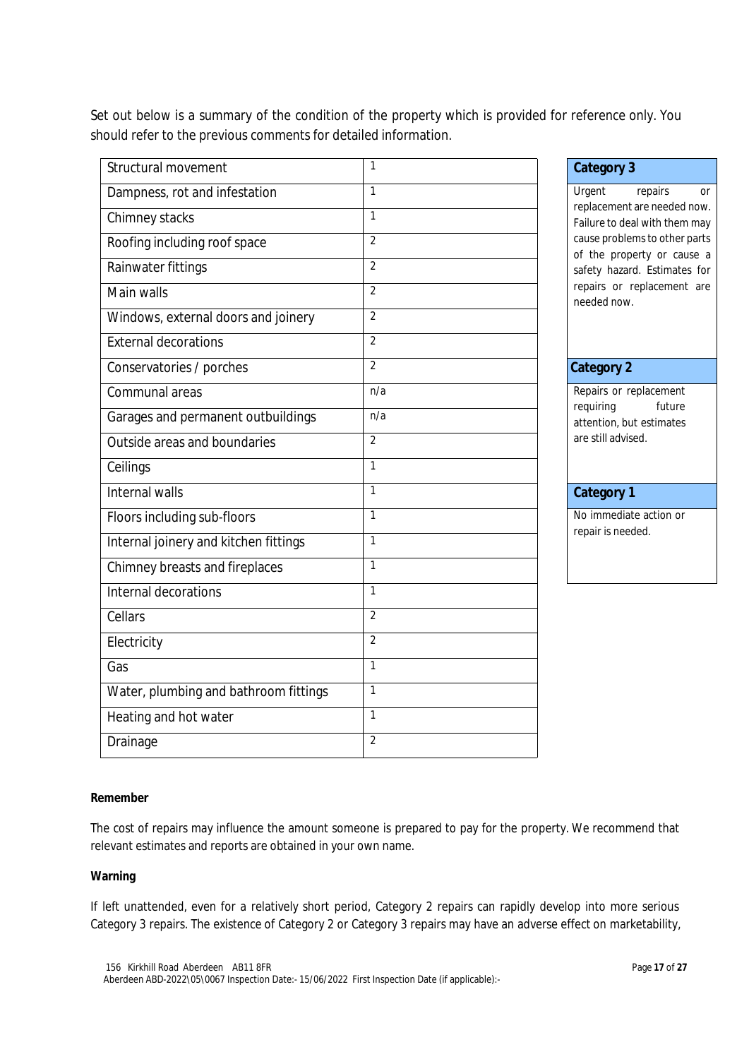Set out below is a summary of the condition of the property which is provided for reference only. You should refer to the previous comments for detailed information.

| Element | Category |
|---|---|
| Structural movement | 1 |
| Dampness, rot and infestation | 1 |
| Chimney stacks | 1 |
| Roofing including roof space | 2 |
| Rainwater fittings | 2 |
| Main walls | 2 |
| Windows, external doors and joinery | 2 |
| External decorations | 2 |
| Conservatories / porches | 2 |
| Communal areas | n/a |
| Garages and permanent outbuildings | n/a |
| Outside areas and boundaries | 2 |
| Ceilings | 1 |
| Internal walls | 1 |
| Floors including sub-floors | 1 |
| Internal joinery and kitchen fittings | 1 |
| Chimney breasts and fireplaces | 1 |
| Internal decorations | 1 |
| Cellars | 2 |
| Electricity | 2 |
| Gas | 1 |
| Water, plumbing and bathroom fittings | 1 |
| Heating and hot water | 1 |
| Drainage | 2 |

| Category 3 |
|---|
| Urgent repairs or replacement are needed now. Failure to deal with them may cause problems to other parts of the property or cause a safety hazard. Estimates for repairs or replacement are needed now. |
| **Category 2** |
| Repairs or replacement requiring future attention, but estimates are still advised. |
| **Category 1** |
| No immediate action or repair is needed. |

**Remember**

The cost of repairs may influence the amount someone is prepared to pay for the property. We recommend that relevant estimates and reports are obtained in your own name.

**Warning**

If left unattended, even for a relatively short period, Category 2 repairs can rapidly develop into more serious Category 3 repairs. The existence of Category 2 or Category 3 repairs may have an adverse effect on marketability,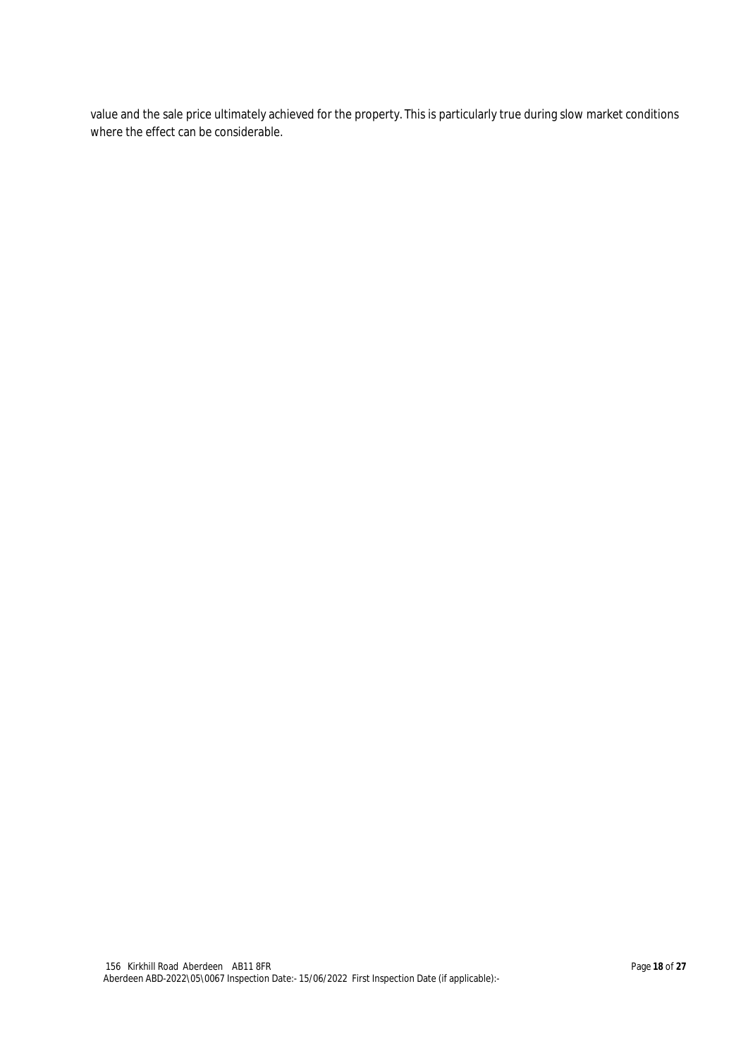value and the sale price ultimately achieved for the property. This is particularly true during slow market conditions where the effect can be considerable.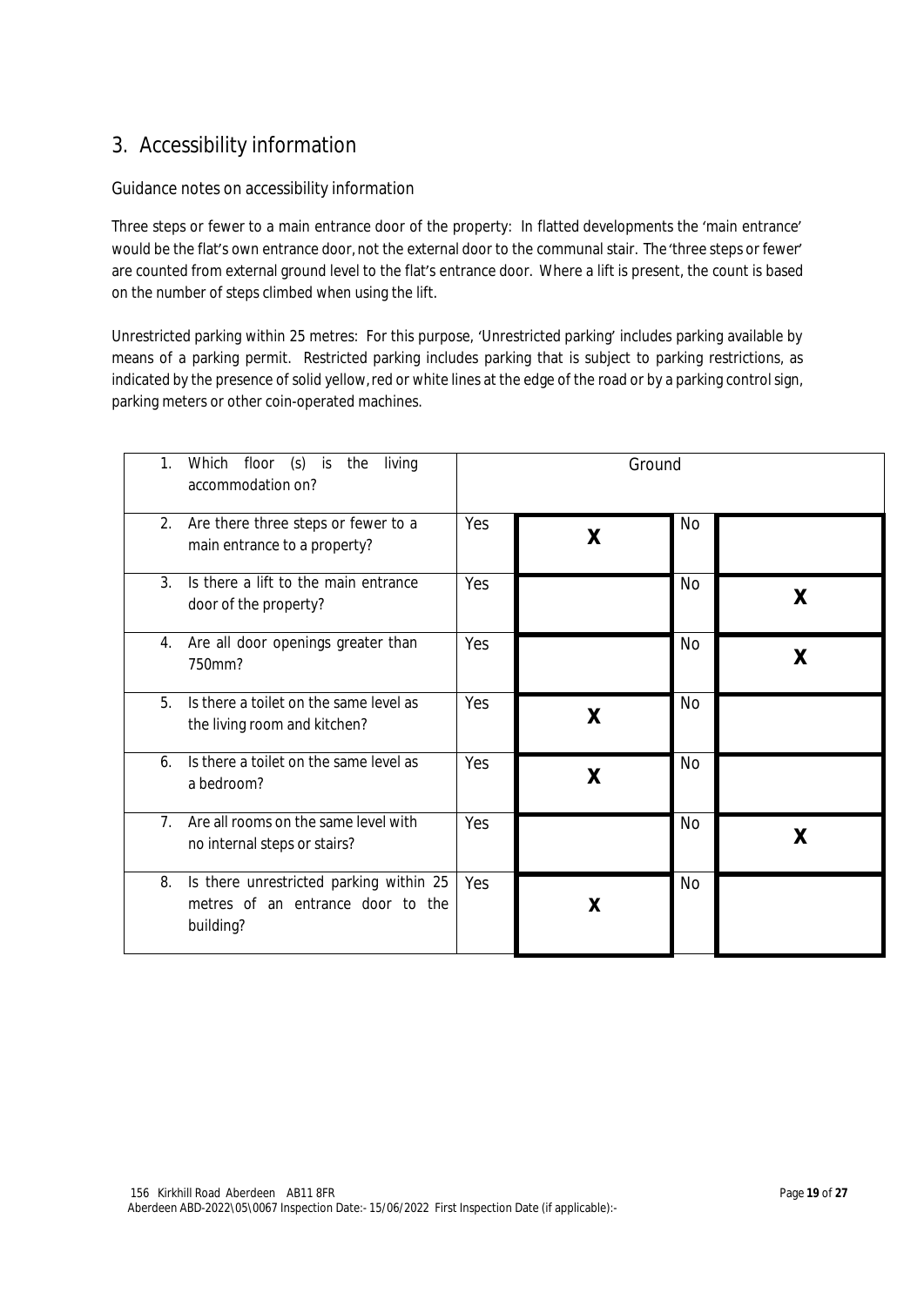## 3. Accessibility information

### Guidance notes on accessibility information

Three steps or fewer to a main entrance door of the property: In flatted developments the 'main entrance' would be the flat's own entrance door, not the external door to the communal stair. The 'three steps or fewer' are counted from external ground level to the flat's entrance door. Where a lift is present, the count is based on the number of steps climbed when using the lift.

Unrestricted parking within 25 metres: For this purpose, 'Unrestricted parking' includes parking available by means of a parking permit. Restricted parking includes parking that is subject to parking restrictions, as indicated by the presence of solid yellow, red or white lines at the edge of the road or by a parking control sign, parking meters or other coin-operated machines.

| Question | | | | |
|---|---|---|---|---|
| 1. Which floor (s) is the living accommodation on? | Ground | | | |
| 2. Are there three steps or fewer to a main entrance to a property? | Yes | X | No | |
| 3. Is there a lift to the main entrance door of the property? | Yes | | No | X |
| 4. Are all door openings greater than 750mm? | Yes | | No | X |
| 5. Is there a toilet on the same level as the living room and kitchen? | Yes | X | No | |
| 6. Is there a toilet on the same level as a bedroom? | Yes | X | No | |
| 7. Are all rooms on the same level with no internal steps or stairs? | Yes | | No | X |
| 8. Is there unrestricted parking within 25 metres of an entrance door to the building? | Yes | X | No | |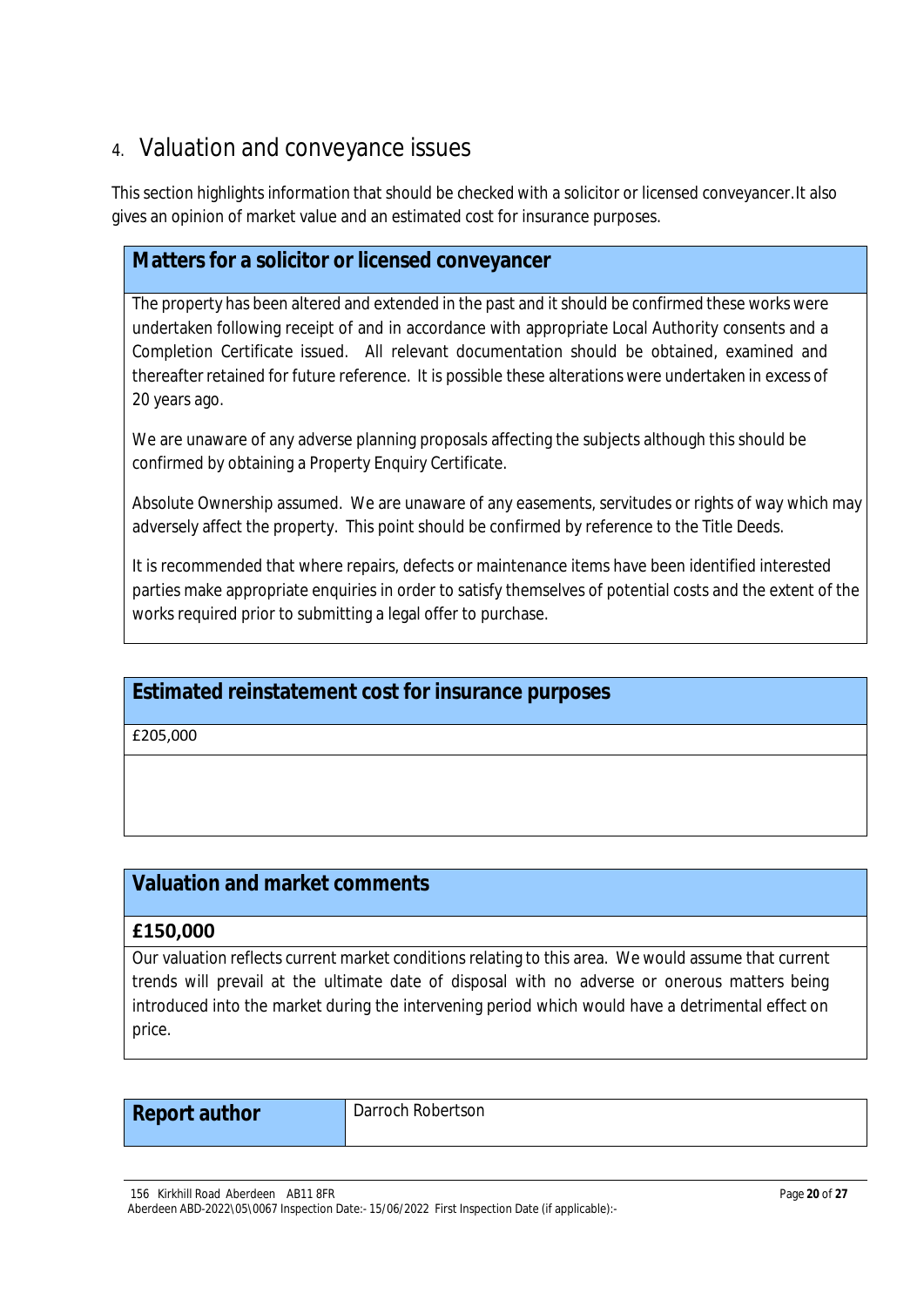# 4. Valuation and conveyance issues

This section highlights information that should be checked with a solicitor or licensed conveyancer. It also gives an opinion of market value and an estimated cost for insurance purposes.

## Matters for a solicitor or licensed conveyancer

The property has been altered and extended in the past and it should be confirmed these works were undertaken following receipt of and in accordance with appropriate Local Authority consents and a Completion Certificate issued. All relevant documentation should be obtained, examined and thereafter retained for future reference. It is possible these alterations were undertaken in excess of 20 years ago.

We are unaware of any adverse planning proposals affecting the subjects although this should be confirmed by obtaining a Property Enquiry Certificate.

Absolute Ownership assumed. We are unaware of any easements, servitudes or rights of way which may adversely affect the property. This point should be confirmed by reference to the Title Deeds.

It is recommended that where repairs, defects or maintenance items have been identified interested parties make appropriate enquiries in order to satisfy themselves of potential costs and the extent of the works required prior to submitting a legal offer to purchase.

## Estimated reinstatement cost for insurance purposes

£205,000

## Valuation and market comments

**£150,000**

Our valuation reflects current market conditions relating to this area. We would assume that current trends will prevail at the ultimate date of disposal with no adverse or onerous matters being introduced into the market during the intervening period which would have a detrimental effect on price.

| Report author | Darroch Robertson |
|---|---|

156 Kirkhill Road Aberdeen AB11 8FR
Aberdeen ABD-2022\05\0067 Inspection Date:- 15/06/2022 First Inspection Date (if applicable):-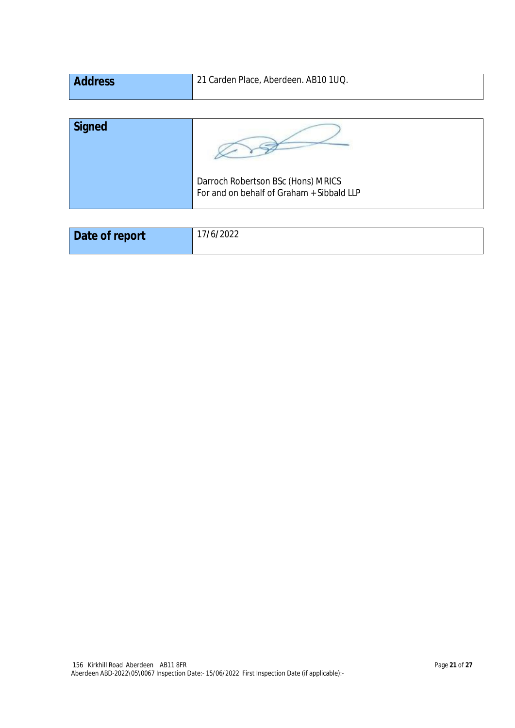| Address | 21 Carden Place, Aberdeen. AB10 1UQ. |
|---|---|

| Signed | Darroch Robertson BSc (Hons) MRICS<br>For and on behalf of Graham + Sibbald LLP |
|---|---|

| Date of report | 17/6/2022 |
|---|---|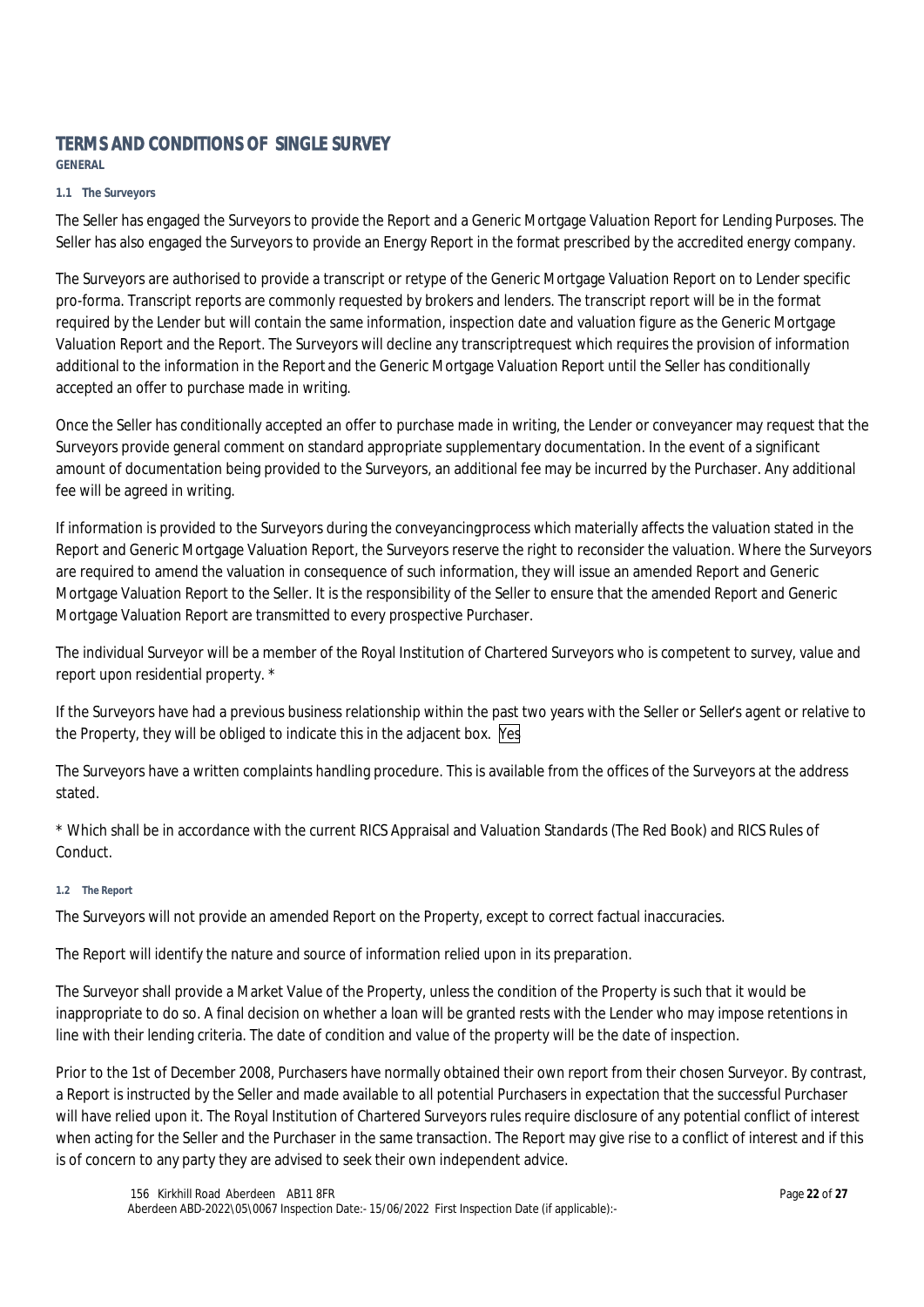# TERMS AND CONDITIONS OF SINGLE SURVEY

**GENERAL**

#### 1.1 The Surveyors

The Seller has engaged the Surveyors to provide the Report and a Generic Mortgage Valuation Report for Lending Purposes. The Seller has also engaged the Surveyors to provide an Energy Report in the format prescribed by the accredited energy company.

The Surveyors are authorised to provide a transcript or retype of the Generic Mortgage Valuation Report on to Lender specific pro-forma. Transcript reports are commonly requested by brokers and lenders. The transcript report will be in the format required by the Lender but will contain the same information, inspection date and valuation figure as the Generic Mortgage Valuation Report and the Report. The Surveyors will decline any transcriptrequest which requires the provision of information additional to the information in the Report and the Generic Mortgage Valuation Report until the Seller has conditionally accepted an offer to purchase made in writing.

Once the Seller has conditionally accepted an offer to purchase made in writing, the Lender or conveyancer may request that the Surveyors provide general comment on standard appropriate supplementary documentation. In the event of a significant amount of documentation being provided to the Surveyors, an additional fee may be incurred by the Purchaser. Any additional fee will be agreed in writing.

If information is provided to the Surveyors during the conveyancingprocess which materially affects the valuation stated in the Report and Generic Mortgage Valuation Report, the Surveyors reserve the right to reconsider the valuation. Where the Surveyors are required to amend the valuation in consequence of such information, they will issue an amended Report and Generic Mortgage Valuation Report to the Seller. It is the responsibility of the Seller to ensure that the amended Report and Generic Mortgage Valuation Report are transmitted to every prospective Purchaser.

The individual Surveyor will be a member of the Royal Institution of Chartered Surveyors who is competent to survey, value and report upon residential property. *

If the Surveyors have had a previous business relationship within the past two years with the Seller or Seller's agent or relative to the Property, they will be obliged to indicate this in the adjacent box. Yes

The Surveyors have a written complaints handling procedure. This is available from the offices of the Surveyors at the address stated.

* Which shall be in accordance with the current RICS Appraisal and Valuation Standards (The Red Book) and RICS Rules of Conduct.

#### 1.2 The Report

The Surveyors will not provide an amended Report on the Property, except to correct factual inaccuracies.

The Report will identify the nature and source of information relied upon in its preparation.

The Surveyor shall provide a Market Value of the Property, unless the condition of the Property is such that it would be inappropriate to do so. A final decision on whether a loan will be granted rests with the Lender who may impose retentions in line with their lending criteria. The date of condition and value of the property will be the date of inspection.

Prior to the 1st of December 2008, Purchasers have normally obtained their own report from their chosen Surveyor. By contrast, a Report is instructed by the Seller and made available to all potential Purchasers in expectation that the successful Purchaser will have relied upon it. The Royal Institution of Chartered Surveyors rules require disclosure of any potential conflict of interest when acting for the Seller and the Purchaser in the same transaction. The Report may give rise to a conflict of interest and if this is of concern to any party they are advised to seek their own independent advice.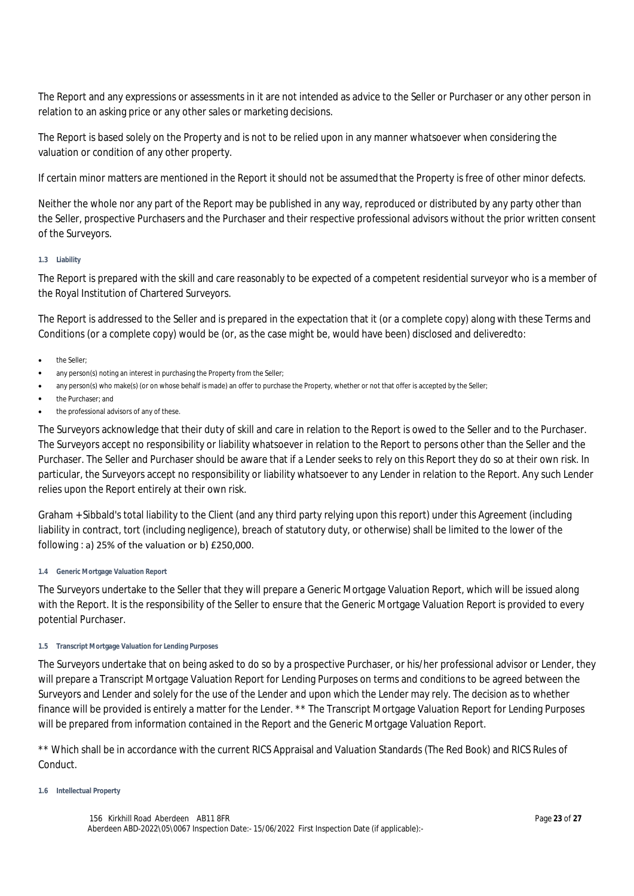The Report and any expressions or assessments in it are not intended as advice to the Seller or Purchaser or any other person in relation to an asking price or any other sales or marketing decisions.

The Report is based solely on the Property and is not to be relied upon in any manner whatsoever when considering the valuation or condition of any other property.

If certain minor matters are mentioned in the Report it should not be assumed that the Property is free of other minor defects.

Neither the whole nor any part of the Report may be published in any way, reproduced or distributed by any party other than the Seller, prospective Purchasers and the Purchaser and their respective professional advisors without the prior written consent of the Surveyors.

#### 1.3 Liability

The Report is prepared with the skill and care reasonably to be expected of a competent residential surveyor who is a member of the Royal Institution of Chartered Surveyors.

The Report is addressed to the Seller and is prepared in the expectation that it (or a complete copy) along with these Terms and Conditions (or a complete copy) would be (or, as the case might be, would have been) disclosed and deliveredto:

- the Seller;
- any person(s) noting an interest in purchasing the Property from the Seller;
- any person(s) who make(s) (or on whose behalf is made) an offer to purchase the Property, whether or not that offer is accepted by the Seller;
- the Purchaser; and
- the professional advisors of any of these.

The Surveyors acknowledge that their duty of skill and care in relation to the Report is owed to the Seller and to the Purchaser. The Surveyors accept no responsibility or liability whatsoever in relation to the Report to persons other than the Seller and the Purchaser. The Seller and Purchaser should be aware that if a Lender seeks to rely on this Report they do so at their own risk. In particular, the Surveyors accept no responsibility or liability whatsoever to any Lender in relation to the Report. Any such Lender relies upon the Report entirely at their own risk.

Graham + Sibbald's total liability to the Client (and any third party relying upon this report) under this Agreement (including liability in contract, tort (including negligence), breach of statutory duty, or otherwise) shall be limited to the lower of the following : a) 25% of the valuation or b) £250,000.

#### 1.4 Generic Mortgage Valuation Report

The Surveyors undertake to the Seller that they will prepare a Generic Mortgage Valuation Report, which will be issued along with the Report. It is the responsibility of the Seller to ensure that the Generic Mortgage Valuation Report is provided to every potential Purchaser.

#### 1.5 Transcript Mortgage Valuation for Lending Purposes

The Surveyors undertake that on being asked to do so by a prospective Purchaser, or his/her professional advisor or Lender, they will prepare a Transcript Mortgage Valuation Report for Lending Purposes on terms and conditions to be agreed between the Surveyors and Lender and solely for the use of the Lender and upon which the Lender may rely. The decision as to whether finance will be provided is entirely a matter for the Lender. ** The Transcript Mortgage Valuation Report for Lending Purposes will be prepared from information contained in the Report and the Generic Mortgage Valuation Report.

** Which shall be in accordance with the current RICS Appraisal and Valuation Standards (The Red Book) and RICS Rules of Conduct.

#### 1.6 Intellectual Property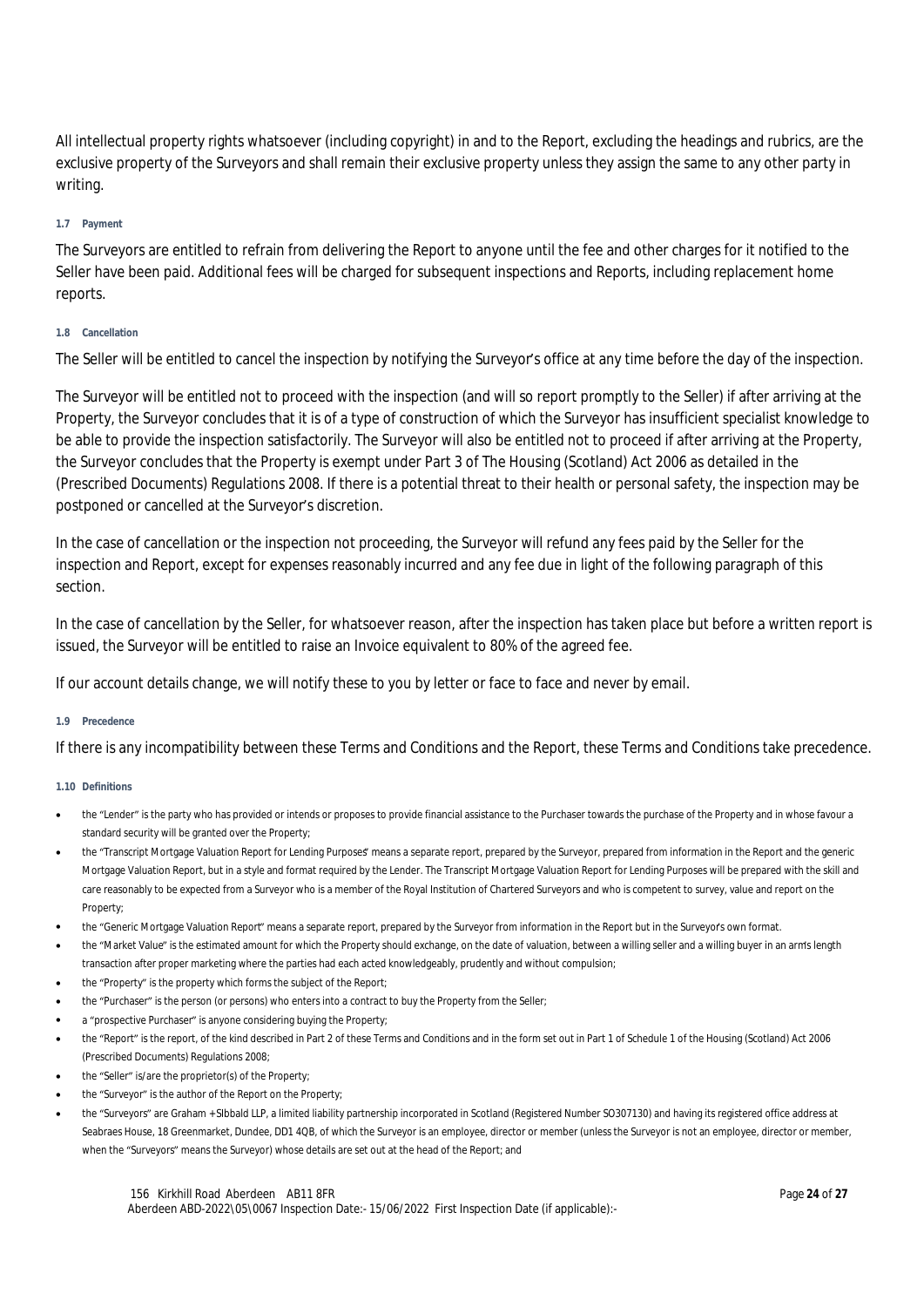All intellectual property rights whatsoever (including copyright) in and to the Report, excluding the headings and rubrics, are the exclusive property of the Surveyors and shall remain their exclusive property unless they assign the same to any other party in writing.

#### 1.7 Payment

The Surveyors are entitled to refrain from delivering the Report to anyone until the fee and other charges for it notified to the Seller have been paid. Additional fees will be charged for subsequent inspections and Reports, including replacement home reports.

#### 1.8 Cancellation

The Seller will be entitled to cancel the inspection by notifying the Surveyor's office at any time before the day of the inspection.

The Surveyor will be entitled not to proceed with the inspection (and will so report promptly to the Seller) if after arriving at the Property, the Surveyor concludes that it is of a type of construction of which the Surveyor has insufficient specialist knowledge to be able to provide the inspection satisfactorily. The Surveyor will also be entitled not to proceed if after arriving at the Property, the Surveyor concludes that the Property is exempt under Part 3 of The Housing (Scotland) Act 2006 as detailed in the (Prescribed Documents) Regulations 2008. If there is a potential threat to their health or personal safety, the inspection may be postponed or cancelled at the Surveyor's discretion.

In the case of cancellation or the inspection not proceeding, the Surveyor will refund any fees paid by the Seller for the inspection and Report, except for expenses reasonably incurred and any fee due in light of the following paragraph of this section.

In the case of cancellation by the Seller, for whatsoever reason, after the inspection has taken place but before a written report is issued, the Surveyor will be entitled to raise an Invoice equivalent to 80% of the agreed fee.

If our account details change, we will notify these to you by letter or face to face and never by email.

#### 1.9 Precedence

If there is any incompatibility between these Terms and Conditions and the Report, these Terms and Conditions take precedence.

#### 1.10 Definitions

- the "Lender" is the party who has provided or intends or proposes to provide financial assistance to the Purchaser towards the purchase of the Property and in whose favour a standard security will be granted over the Property;
- the "Transcript Mortgage Valuation Report for Lending Purposes" means a separate report, prepared by the Surveyor, prepared from information in the Report and the generic Mortgage Valuation Report, but in a style and format required by the Lender. The Transcript Mortgage Valuation Report for Lending Purposes will be prepared with the skill and care reasonably to be expected from a Surveyor who is a member of the Royal Institution of Chartered Surveyors and who is competent to survey, value and report on the Property;
- the "Generic Mortgage Valuation Report" means a separate report, prepared by the Surveyor from information in the Report but in the Surveyor's own format.
- the "Market Value" is the estimated amount for which the Property should exchange, on the date of valuation, between a willing seller and a willing buyer in an arm's length transaction after proper marketing where the parties had each acted knowledgeably, prudently and without compulsion;
- the "Property" is the property which forms the subject of the Report;
- the "Purchaser" is the person (or persons) who enters into a contract to buy the Property from the Seller;
- a "prospective Purchaser" is anyone considering buying the Property;
- the "Report" is the report, of the kind described in Part 2 of these Terms and Conditions and in the form set out in Part 1 of Schedule 1 of the Housing (Scotland) Act 2006 (Prescribed Documents) Regulations 2008;
- the "Seller" is/are the proprietor(s) of the Property;
- the "Surveyor" is the author of the Report on the Property;
- the "Surveyors" are Graham + SIbbald LLP, a limited liability partnership incorporated in Scotland (Registered Number SO307130) and having its registered office address at Seabraes House, 18 Greenmarket, Dundee, DD1 4QB, of which the Surveyor is an employee, director or member (unless the Surveyor is not an employee, director or member, when the "Surveyors" means the Surveyor) whose details are set out at the head of the Report; and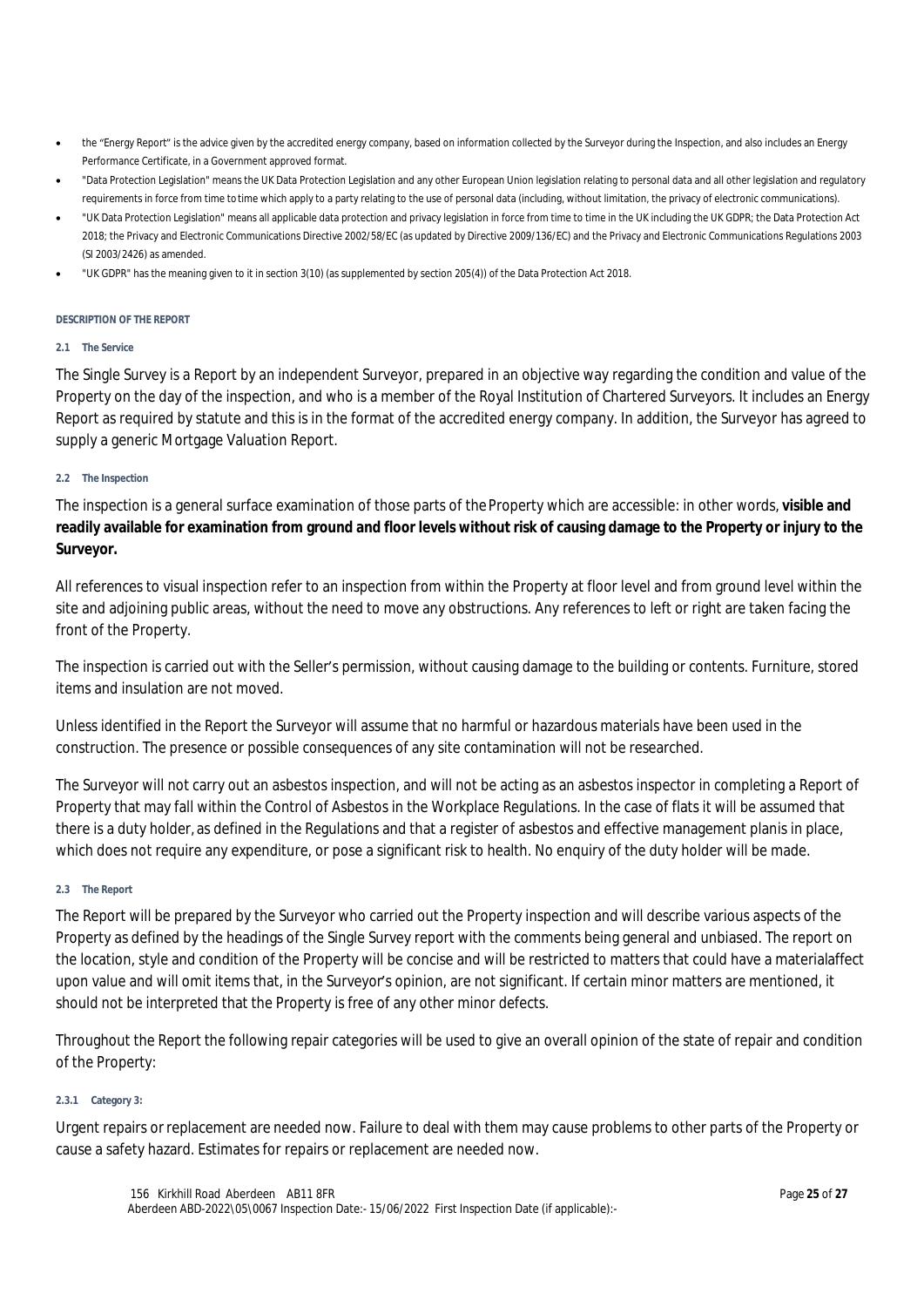- the "Energy Report" is the advice given by the accredited energy company, based on information collected by the Surveyor during the Inspection, and also includes an Energy Performance Certificate, in a Government approved format.
- "Data Protection Legislation" means the UK Data Protection Legislation and any other European Union legislation relating to personal data and all other legislation and regulatory requirements in force from time to time which apply to a party relating to the use of personal data (including, without limitation, the privacy of electronic communications).
- "UK Data Protection Legislation" means all applicable data protection and privacy legislation in force from time to time in the UK including the UK GDPR; the Data Protection Act 2018; the Privacy and Electronic Communications Directive 2002/58/EC (as updated by Directive 2009/136/EC) and the Privacy and Electronic Communications Regulations 2003 (SI 2003/2426) as amended.
- "UK GDPR" has the meaning given to it in section 3(10) (as supplemented by section 205(4)) of the Data Protection Act 2018.

## DESCRIPTION OF THE REPORT

### 2.1 The Service

The Single Survey is a Report by an independent Surveyor, prepared in an objective way regarding the condition and value of the Property on the day of the inspection, and who is a member of the Royal Institution of Chartered Surveyors. It includes an Energy Report as required by statute and this is in the format of the accredited energy company. In addition, the Surveyor has agreed to supply a generic Mortgage Valuation Report.

### 2.2 The Inspection

The inspection is a general surface examination of those parts of the Property which are accessible: in other words, **visible and readily available for examination from ground and floor levels without risk of causing damage to the Property or injury to the Surveyor.**

All references to visual inspection refer to an inspection from within the Property at floor level and from ground level within the site and adjoining public areas, without the need to move any obstructions. Any references to left or right are taken facing the front of the Property.

The inspection is carried out with the Seller's permission, without causing damage to the building or contents. Furniture, stored items and insulation are not moved.

Unless identified in the Report the Surveyor will assume that no harmful or hazardous materials have been used in the construction. The presence or possible consequences of any site contamination will not be researched.

The Surveyor will not carry out an asbestos inspection, and will not be acting as an asbestos inspector in completing a Report of Property that may fall within the Control of Asbestos in the Workplace Regulations. In the case of flats it will be assumed that there is a duty holder, as defined in the Regulations and that a register of asbestos and effective management planis in place, which does not require any expenditure, or pose a significant risk to health. No enquiry of the duty holder will be made.

### 2.3 The Report

The Report will be prepared by the Surveyor who carried out the Property inspection and will describe various aspects of the Property as defined by the headings of the Single Survey report with the comments being general and unbiased. The report on the location, style and condition of the Property will be concise and will be restricted to matters that could have a materialaffect upon value and will omit items that, in the Surveyor's opinion, are not significant. If certain minor matters are mentioned, it should not be interpreted that the Property is free of any other minor defects.

Throughout the Report the following repair categories will be used to give an overall opinion of the state of repair and condition of the Property:

#### 2.3.1 Category 3:

Urgent repairs or replacement are needed now. Failure to deal with them may cause problems to other parts of the Property or cause a safety hazard. Estimates for repairs or replacement are needed now.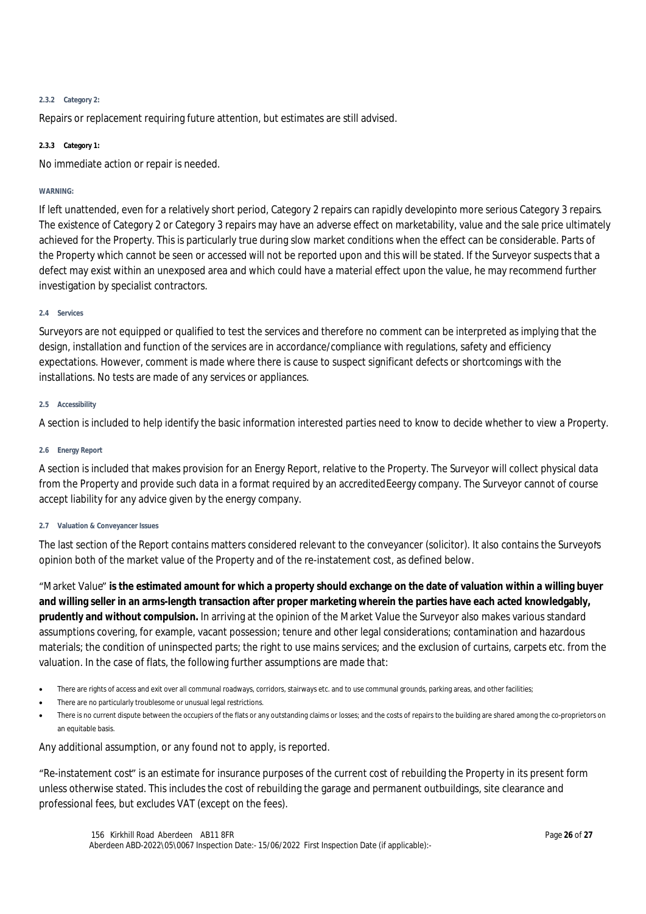#### 2.3.2 Category 2:

Repairs or replacement requiring future attention, but estimates are still advised.

#### 2.3.3 Category 1:

No immediate action or repair is needed.

**WARNING:**

If left unattended, even for a relatively short period, Category 2 repairs can rapidly developinto more serious Category 3 repairs. The existence of Category 2 or Category 3 repairs may have an adverse effect on marketability, value and the sale price ultimately achieved for the Property. This is particularly true during slow market conditions when the effect can be considerable. Parts of the Property which cannot be seen or accessed will not be reported upon and this will be stated. If the Surveyor suspects that a defect may exist within an unexposed area and which could have a material effect upon the value, he may recommend further investigation by specialist contractors.

#### 2.4 Services

Surveyors are not equipped or qualified to test the services and therefore no comment can be interpreted as implying that the design, installation and function of the services are in accordance/compliance with regulations, safety and efficiency expectations. However, comment is made where there is cause to suspect significant defects or shortcomings with the installations. No tests are made of any services or appliances.

#### 2.5 Accessibility

A section is included to help identify the basic information interested parties need to know to decide whether to view a Property.

#### 2.6 Energy Report

A section is included that makes provision for an Energy Report, relative to the Property. The Surveyor will collect physical data from the Property and provide such data in a format required by an accreditedEeergy company. The Surveyor cannot of course accept liability for any advice given by the energy company.

#### 2.7 Valuation & Conveyancer Issues

The last section of the Report contains matters considered relevant to the conveyancer (solicitor). It also contains the Surveyor's opinion both of the market value of the Property and of the re-instatement cost, as defined below.

"Market Value" **is the estimated amount for which a property should exchange on the date of valuation within a willing buyer and willing seller in an arms-length transaction after proper marketing wherein the parties have each acted knowledgably, prudently and without compulsion.** In arriving at the opinion of the Market Value the Surveyor also makes various standard assumptions covering, for example, vacant possession; tenure and other legal considerations; contamination and hazardous materials; the condition of uninspected parts; the right to use mains services; and the exclusion of curtains, carpets etc. from the valuation. In the case of flats, the following further assumptions are made that:

- There are rights of access and exit over all communal roadways, corridors, stairways etc. and to use communal grounds, parking areas, and other facilities;
- There are no particularly troublesome or unusual legal restrictions.
- There is no current dispute between the occupiers of the flats or any outstanding claims or losses; and the costs of repairs to the building are shared among the co-proprietors on an equitable basis.

Any additional assumption, or any found not to apply, is reported.

"Re-instatement cost" is an estimate for insurance purposes of the current cost of rebuilding the Property in its present form unless otherwise stated. This includes the cost of rebuilding the garage and permanent outbuildings, site clearance and professional fees, but excludes VAT (except on the fees).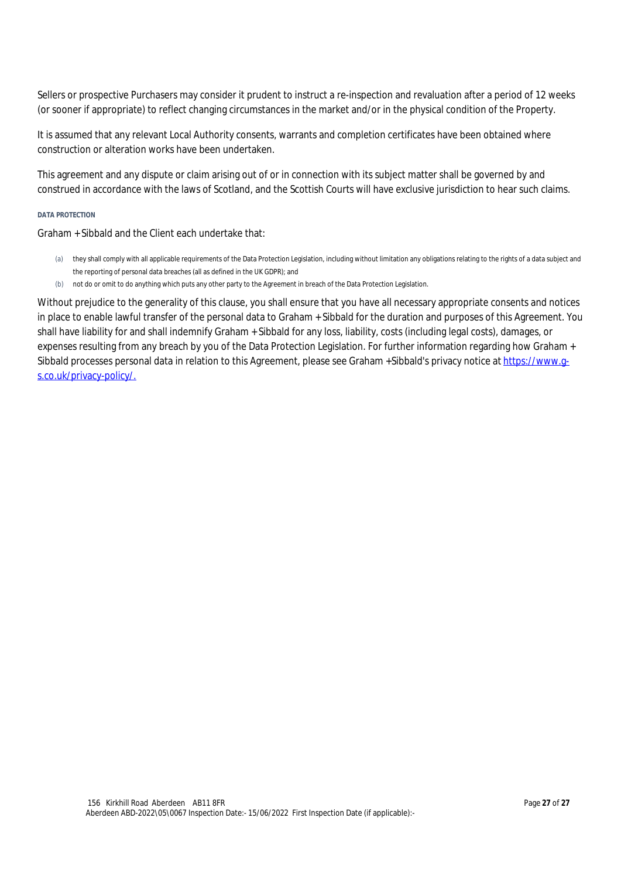Sellers or prospective Purchasers may consider it prudent to instruct a re-inspection and revaluation after a period of 12 weeks (or sooner if appropriate) to reflect changing circumstances in the market and/or in the physical condition of the Property.

It is assumed that any relevant Local Authority consents, warrants and completion certificates have been obtained where construction or alteration works have been undertaken.

This agreement and any dispute or claim arising out of or in connection with its subject matter shall be governed by and construed in accordance with the laws of Scotland, and the Scottish Courts will have exclusive jurisdiction to hear such claims.

**DATA PROTECTION**

Graham + Sibbald and the Client each undertake that:

(a) they shall comply with all applicable requirements of the Data Protection Legislation, including without limitation any obligations relating to the rights of a data subject and the reporting of personal data breaches (all as defined in the UK GDPR); and

(b) not do or omit to do anything which puts any other party to the Agreement in breach of the Data Protection Legislation.

Without prejudice to the generality of this clause, you shall ensure that you have all necessary appropriate consents and notices in place to enable lawful transfer of the personal data to Graham + Sibbald for the duration and purposes of this Agreement. You shall have liability for and shall indemnify Graham + Sibbald for any loss, liability, costs (including legal costs), damages, or expenses resulting from any breach by you of the Data Protection Legislation. For further information regarding how Graham + Sibbald processes personal data in relation to this Agreement, please see Graham +Sibbald's privacy notice at https://www.g-s.co.uk/privacy-policy/.

156 Kirkhill Road Aberdeen AB11 8FR
Aberdeen ABD-2022\05\0067 Inspection Date:- 15/06/2022 First Inspection Date (if applicable):-